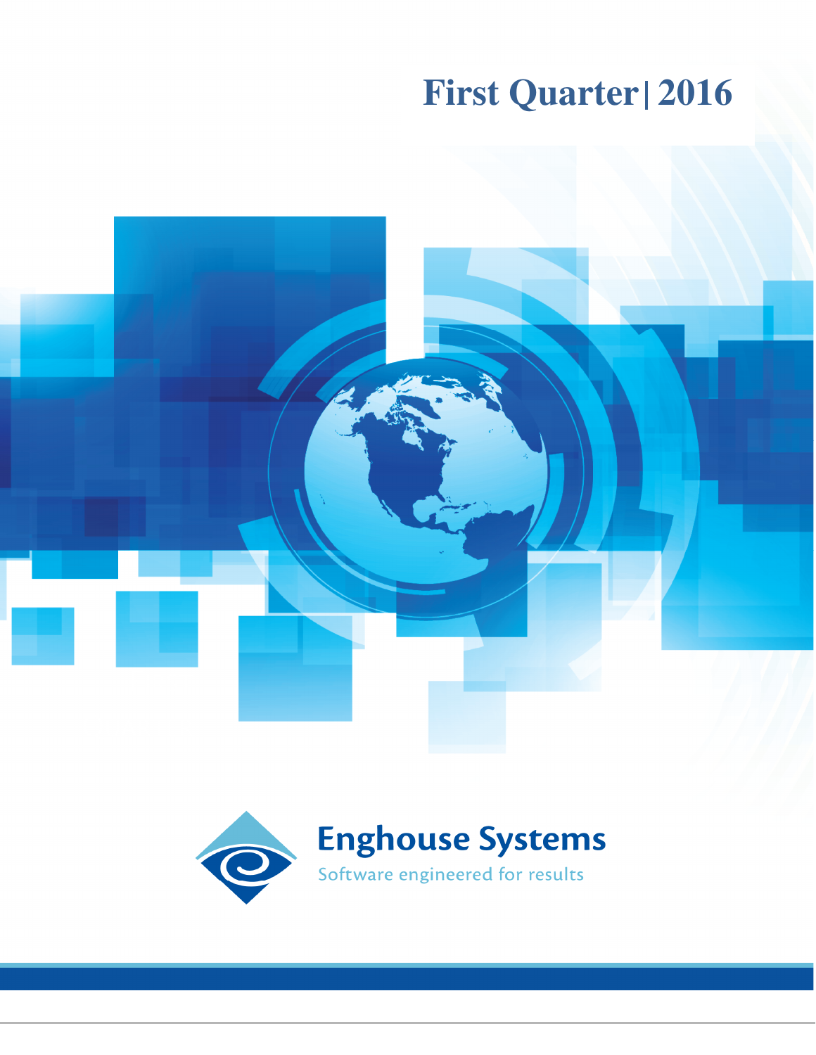# First Quarter | 2016

Enghouse Systems

Software engineered for results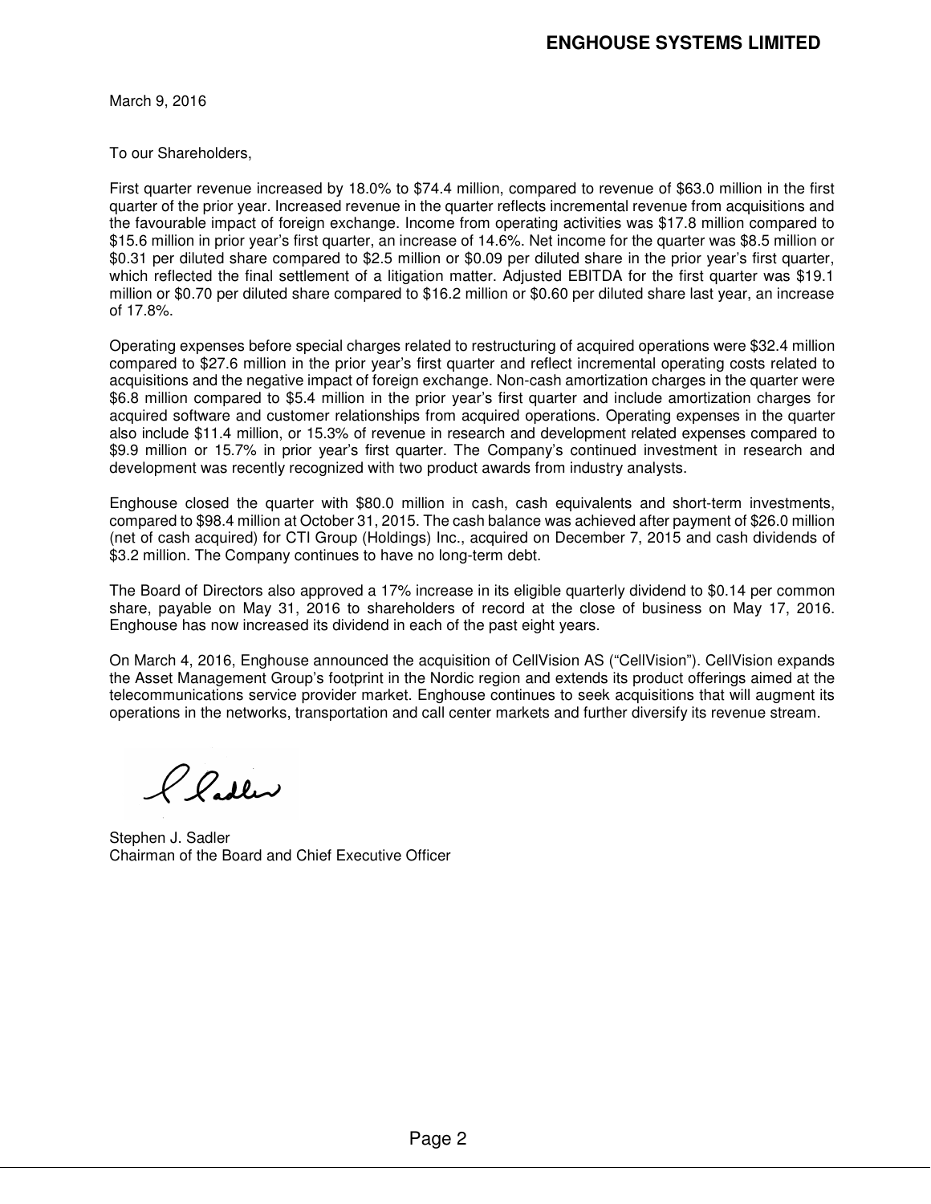March 9, 2016

To our Shareholders,

First quarter revenue increased by 18.0% to $74.4 million, compared to revenue of $63.0 million in the first quarter of the prior year. Increased revenue in the quarter reflects incremental revenue from acquisitions and the favourable impact of foreign exchange. Income from operating activities was $17.8 million compared to $15.6 million in prior year's first quarter, an increase of 14.6%. Net income for the quarter was $8.5 million or $0.31 per diluted share compared to $2.5 million or $0.09 per diluted share in the prior year's first quarter, which reflected the final settlement of a litigation matter. Adjusted EBITDA for the first quarter was $19.1 million or $0.70 per diluted share compared to $16.2 million or $0.60 per diluted share last year, an increase of 17.8%.

Operating expenses before special charges related to restructuring of acquired operations were $32.4 million compared to $27.6 million in the prior year's first quarter and reflect incremental operating costs related to acquisitions and the negative impact of foreign exchange. Non-cash amortization charges in the quarter were $6.8 million compared to $5.4 million in the prior year's first quarter and include amortization charges for acquired software and customer relationships from acquired operations. Operating expenses in the quarter also include $11.4 million, or 15.3% of revenue in research and development related expenses compared to $9.9 million or 15.7% in prior year's first quarter. The Company's continued investment in research and development was recently recognized with two product awards from industry analysts.

Enghouse closed the quarter with $80.0 million in cash, cash equivalents and short-term investments, compared to $98.4 million at October 31, 2015. The cash balance was achieved after payment of $26.0 million (net of cash acquired) for CTI Group (Holdings) Inc., acquired on December 7, 2015 and cash dividends of $3.2 million. The Company continues to have no long-term debt.

The Board of Directors also approved a 17% increase in its eligible quarterly dividend to $0.14 per common share, payable on May 31, 2016 to shareholders of record at the close of business on May 17, 2016. Enghouse has now increased its dividend in each of the past eight years.

On March 4, 2016, Enghouse announced the acquisition of CellVision AS ("CellVision"). CellVision expands the Asset Management Group's footprint in the Nordic region and extends its product offerings aimed at the telecommunications service provider market. Enghouse continues to seek acquisitions that will augment its operations in the networks, transportation and call center markets and further diversify its revenue stream.

Stephen J. Sadler
Chairman of the Board and Chief Executive Officer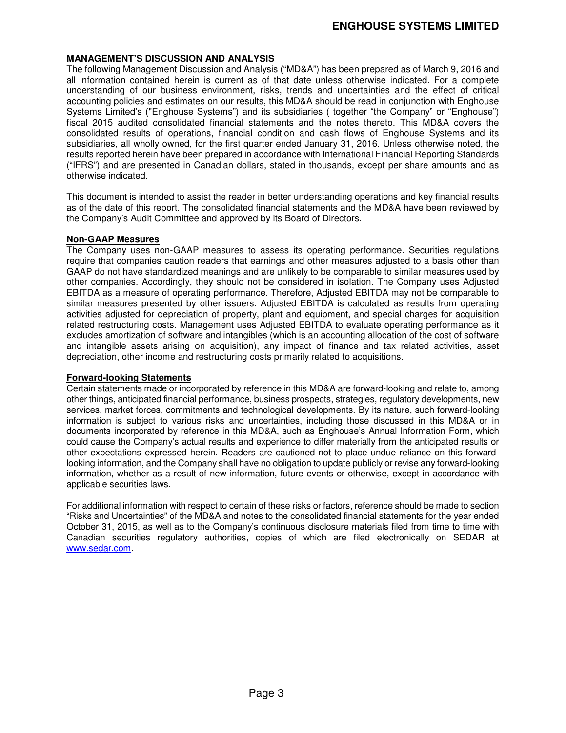## MANAGEMENT'S DISCUSSION AND ANALYSIS

The following Management Discussion and Analysis ("MD&A") has been prepared as of March 9, 2016 and all information contained herein is current as of that date unless otherwise indicated. For a complete understanding of our business environment, risks, trends and uncertainties and the effect of critical accounting policies and estimates on our results, this MD&A should be read in conjunction with Enghouse Systems Limited's ("Enghouse Systems") and its subsidiaries ( together "the Company" or "Enghouse") fiscal 2015 audited consolidated financial statements and the notes thereto. This MD&A covers the consolidated results of operations, financial condition and cash flows of Enghouse Systems and its subsidiaries, all wholly owned, for the first quarter ended January 31, 2016. Unless otherwise noted, the results reported herein have been prepared in accordance with International Financial Reporting Standards ("IFRS") and are presented in Canadian dollars, stated in thousands, except per share amounts and as otherwise indicated.

This document is intended to assist the reader in better understanding operations and key financial results as of the date of this report. The consolidated financial statements and the MD&A have been reviewed by the Company's Audit Committee and approved by its Board of Directors.

### Non-GAAP Measures

The Company uses non-GAAP measures to assess its operating performance. Securities regulations require that companies caution readers that earnings and other measures adjusted to a basis other than GAAP do not have standardized meanings and are unlikely to be comparable to similar measures used by other companies. Accordingly, they should not be considered in isolation. The Company uses Adjusted EBITDA as a measure of operating performance. Therefore, Adjusted EBITDA may not be comparable to similar measures presented by other issuers. Adjusted EBITDA is calculated as results from operating activities adjusted for depreciation of property, plant and equipment, and special charges for acquisition related restructuring costs. Management uses Adjusted EBITDA to evaluate operating performance as it excludes amortization of software and intangibles (which is an accounting allocation of the cost of software and intangible assets arising on acquisition), any impact of finance and tax related activities, asset depreciation, other income and restructuring costs primarily related to acquisitions.

### Forward-looking Statements

Certain statements made or incorporated by reference in this MD&A are forward-looking and relate to, among other things, anticipated financial performance, business prospects, strategies, regulatory developments, new services, market forces, commitments and technological developments. By its nature, such forward-looking information is subject to various risks and uncertainties, including those discussed in this MD&A or in documents incorporated by reference in this MD&A, such as Enghouse's Annual Information Form, which could cause the Company's actual results and experience to differ materially from the anticipated results or other expectations expressed herein. Readers are cautioned not to place undue reliance on this forward-looking information, and the Company shall have no obligation to update publicly or revise any forward-looking information, whether as a result of new information, future events or otherwise, except in accordance with applicable securities laws.

For additional information with respect to certain of these risks or factors, reference should be made to section "Risks and Uncertainties" of the MD&A and notes to the consolidated financial statements for the year ended October 31, 2015, as well as to the Company's continuous disclosure materials filed from time to time with Canadian securities regulatory authorities, copies of which are filed electronically on SEDAR at www.sedar.com.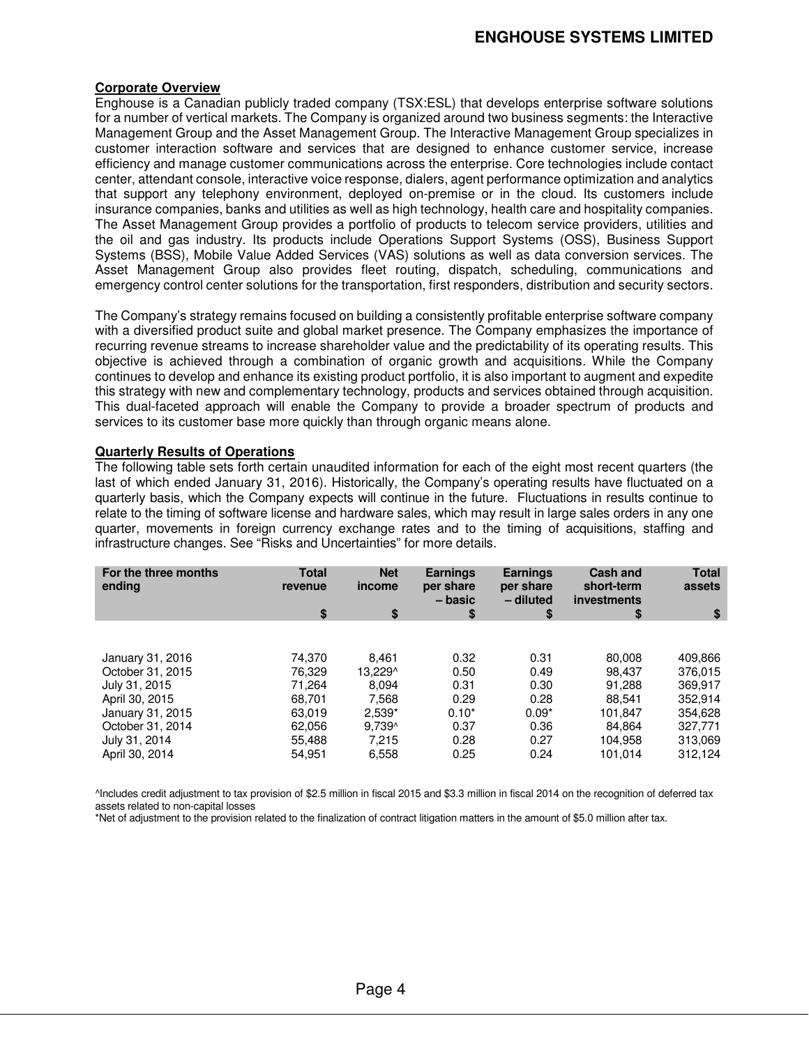## Corporate Overview

Enghouse is a Canadian publicly traded company (TSX:ESL) that develops enterprise software solutions for a number of vertical markets. The Company is organized around two business segments: the Interactive Management Group and the Asset Management Group. The Interactive Management Group specializes in customer interaction software and services that are designed to enhance customer service, increase efficiency and manage customer communications across the enterprise. Core technologies include contact center, attendant console, interactive voice response, dialers, agent performance optimization and analytics that support any telephony environment, deployed on-premise or in the cloud. Its customers include insurance companies, banks and utilities as well as high technology, health care and hospitality companies. The Asset Management Group provides a portfolio of products to telecom service providers, utilities and the oil and gas industry. Its products include Operations Support Systems (OSS), Business Support Systems (BSS), Mobile Value Added Services (VAS) solutions as well as data conversion services. The Asset Management Group also provides fleet routing, dispatch, scheduling, communications and emergency control center solutions for the transportation, first responders, distribution and security sectors.

The Company's strategy remains focused on building a consistently profitable enterprise software company with a diversified product suite and global market presence. The Company emphasizes the importance of recurring revenue streams to increase shareholder value and the predictability of its operating results. This objective is achieved through a combination of organic growth and acquisitions. While the Company continues to develop and enhance its existing product portfolio, it is also important to augment and expedite this strategy with new and complementary technology, products and services obtained through acquisition. This dual-faceted approach will enable the Company to provide a broader spectrum of products and services to its customer base more quickly than through organic means alone.

## Quarterly Results of Operations

The following table sets forth certain unaudited information for each of the eight most recent quarters (the last of which ended January 31, 2016). Historically, the Company's operating results have fluctuated on a quarterly basis, which the Company expects will continue in the future. Fluctuations in results continue to relate to the timing of software license and hardware sales, which may result in large sales orders in any one quarter, movements in foreign currency exchange rates and to the timing of acquisitions, staffing and infrastructure changes. See "Risks and Uncertainties" for more details.

| For the three months ending | Total revenue $ | Net income $ | Earnings per share – basic $ | Earnings per share – diluted $ | Cash and short-term investments $ | Total assets $ |
|---|---|---|---|---|---|---|
| January 31, 2016 | 74,370 | 8,461 | 0.32 | 0.31 | 80,008 | 409,866 |
| October 31, 2015 | 76,329 | 13,229^ | 0.50 | 0.49 | 98,437 | 376,015 |
| July 31, 2015 | 71,264 | 8,094 | 0.31 | 0.30 | 91,288 | 369,917 |
| April 30, 2015 | 68,701 | 7,568 | 0.29 | 0.28 | 88,541 | 352,914 |
| January 31, 2015 | 63,019 | 2,539* | 0.10* | 0.09* | 101,847 | 354,628 |
| October 31, 2014 | 62,056 | 9,739^ | 0.37 | 0.36 | 84,864 | 327,771 |
| July 31, 2014 | 55,488 | 7,215 | 0.28 | 0.27 | 104,958 | 313,069 |
| April 30, 2014 | 54,951 | 6,558 | 0.25 | 0.24 | 101,014 | 312,124 |

^Includes credit adjustment to tax provision of $2.5 million in fiscal 2015 and $3.3 million in fiscal 2014 on the recognition of deferred tax assets related to non-capital losses

*Net of adjustment to the provision related to the finalization of contract litigation matters in the amount of $5.0 million after tax.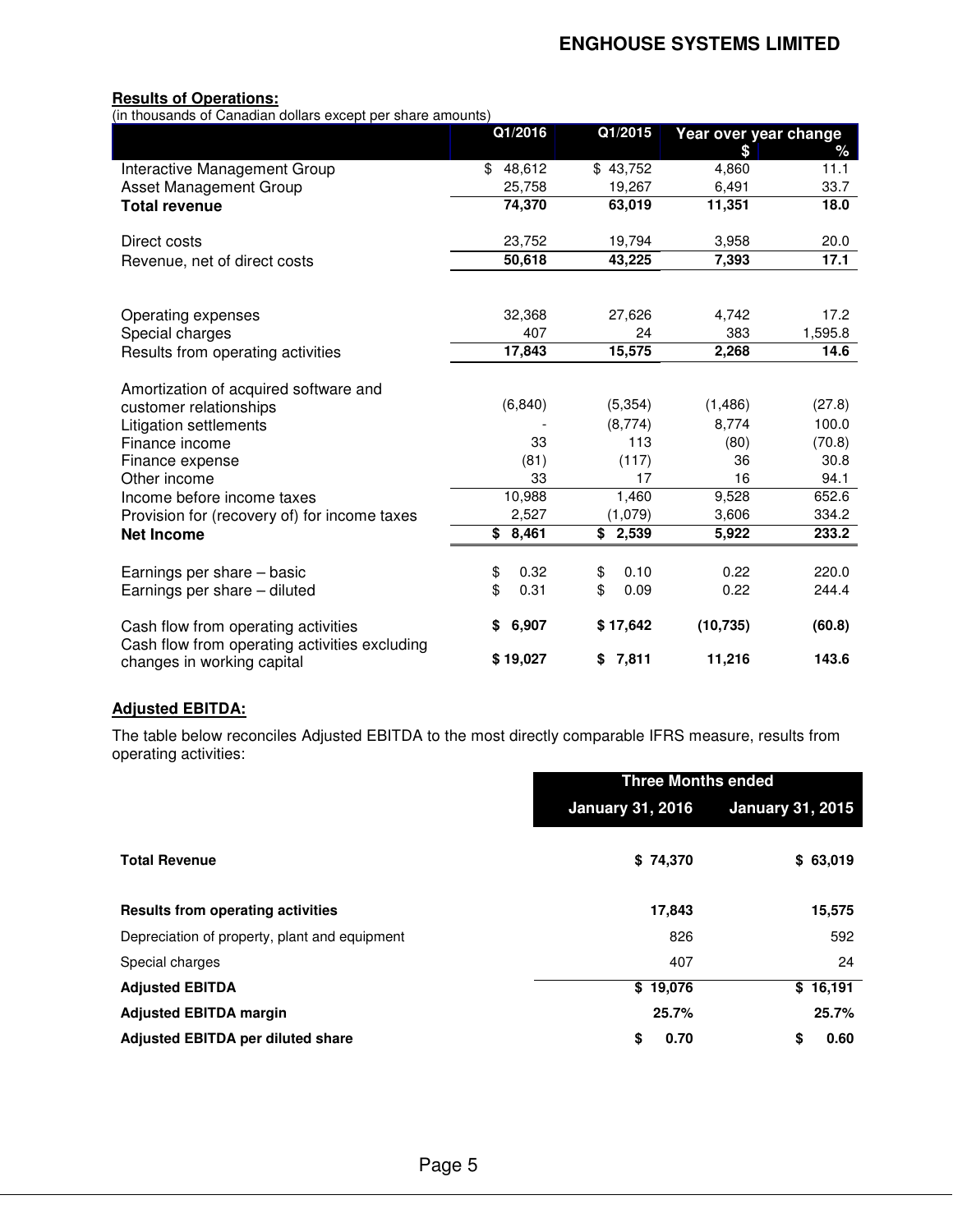**Results of Operations:**

(in thousands of Canadian dollars except per share amounts)

| | Q1/2016 | Q1/2015 | Year over year change $ | % |
|---|---|---|---|---|
| Interactive Management Group | $ 48,612 | $ 43,752 | 4,860 | 11.1 |
| Asset Management Group | 25,758 | 19,267 | 6,491 | 33.7 |
| **Total revenue** | **74,370** | **63,019** | **11,351** | **18.0** |
| Direct costs | 23,752 | 19,794 | 3,958 | 20.0 |
| Revenue, net of direct costs | **50,618** | **43,225** | **7,393** | **17.1** |
| Operating expenses | 32,368 | 27,626 | 4,742 | 17.2 |
| Special charges | 407 | 24 | 383 | 1,595.8 |
| Results from operating activities | **17,843** | **15,575** | **2,268** | **14.6** |
| Amortization of acquired software and customer relationships | (6,840) | (5,354) | (1,486) | (27.8) |
| Litigation settlements | - | (8,774) | 8,774 | 100.0 |
| Finance income | 33 | 113 | (80) | (70.8) |
| Finance expense | (81) | (117) | 36 | 30.8 |
| Other income | 33 | 17 | 16 | 94.1 |
| Income before income taxes | 10,988 | 1,460 | 9,528 | 652.6 |
| Provision for (recovery of) for income taxes | 2,527 | (1,079) | 3,606 | 334.2 |
| **Net Income** | **$ 8,461** | **$ 2,539** | **5,922** | **233.2** |
| Earnings per share – basic | $ 0.32 | $ 0.10 | 0.22 | 220.0 |
| Earnings per share – diluted | $ 0.31 | $ 0.09 | 0.22 | 244.4 |
| Cash flow from operating activities | **$ 6,907** | **$ 17,642** | **(10,735)** | **(60.8)** |
| Cash flow from operating activities excluding changes in working capital | **$ 19,027** | **$ 7,811** | **11,216** | **143.6** |

**Adjusted EBITDA:**

The table below reconciles Adjusted EBITDA to the most directly comparable IFRS measure, results from operating activities:

| | Three Months ended January 31, 2016 | Three Months ended January 31, 2015 |
|---|---|---|
| **Total Revenue** | **$ 74,370** | **$ 63,019** |
| **Results from operating activities** | **17,843** | **15,575** |
| Depreciation of property, plant and equipment | 826 | 592 |
| Special charges | 407 | 24 |
| **Adjusted EBITDA** | **$ 19,076** | **$ 16,191** |
| **Adjusted EBITDA margin** | **25.7%** | **25.7%** |
| **Adjusted EBITDA per diluted share** | **$ 0.70** | **$ 0.60** |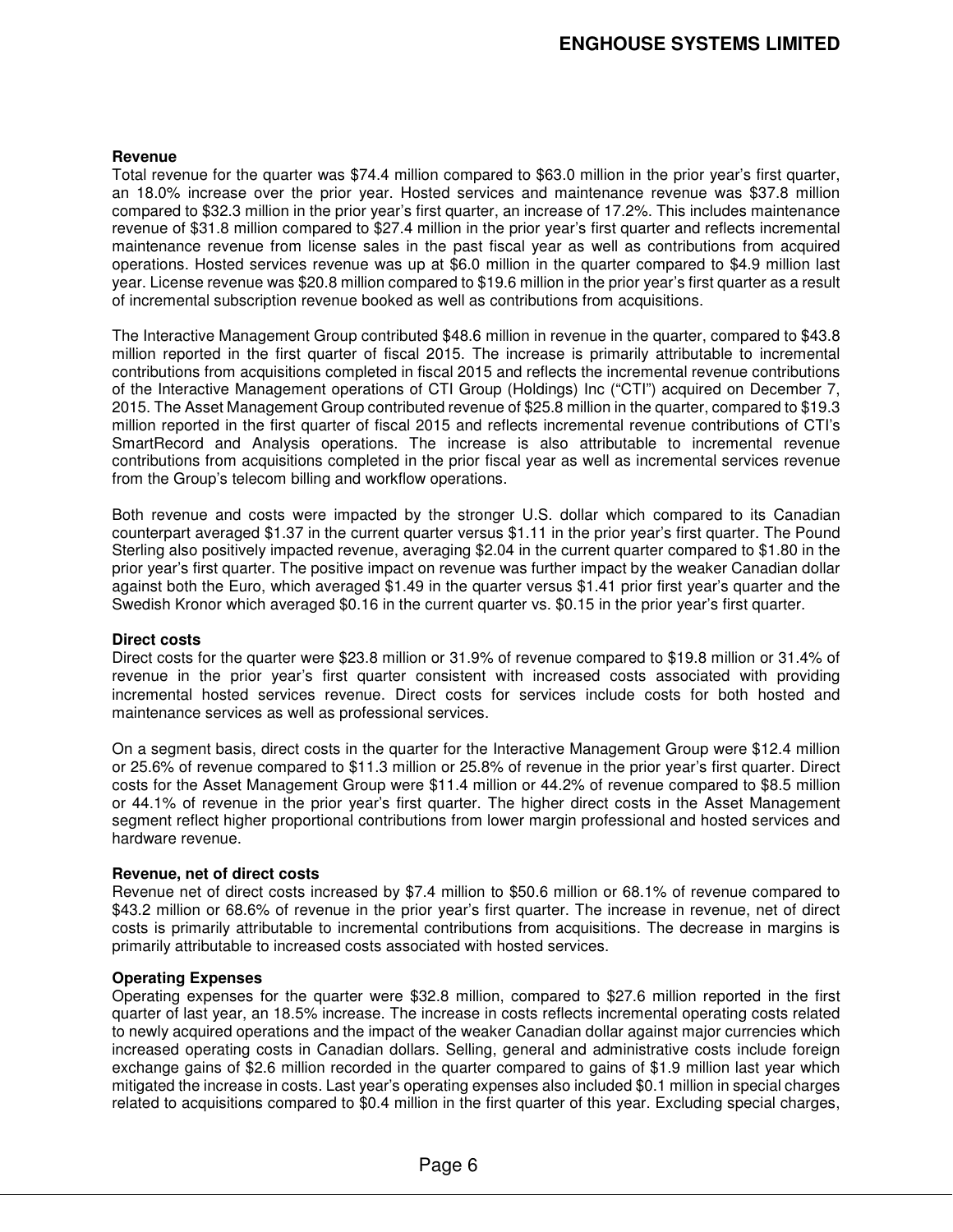### Revenue

Total revenue for the quarter was $74.4 million compared to $63.0 million in the prior year's first quarter, an 18.0% increase over the prior year. Hosted services and maintenance revenue was $37.8 million compared to $32.3 million in the prior year's first quarter, an increase of 17.2%. This includes maintenance revenue of $31.8 million compared to $27.4 million in the prior year's first quarter and reflects incremental maintenance revenue from license sales in the past fiscal year as well as contributions from acquired operations. Hosted services revenue was up at $6.0 million in the quarter compared to $4.9 million last year. License revenue was $20.8 million compared to $19.6 million in the prior year's first quarter as a result of incremental subscription revenue booked as well as contributions from acquisitions.

The Interactive Management Group contributed $48.6 million in revenue in the quarter, compared to $43.8 million reported in the first quarter of fiscal 2015. The increase is primarily attributable to incremental contributions from acquisitions completed in fiscal 2015 and reflects the incremental revenue contributions of the Interactive Management operations of CTI Group (Holdings) Inc ("CTI") acquired on December 7, 2015. The Asset Management Group contributed revenue of $25.8 million in the quarter, compared to $19.3 million reported in the first quarter of fiscal 2015 and reflects incremental revenue contributions of CTI's SmartRecord and Analysis operations. The increase is also attributable to incremental revenue contributions from acquisitions completed in the prior fiscal year as well as incremental services revenue from the Group's telecom billing and workflow operations.

Both revenue and costs were impacted by the stronger U.S. dollar which compared to its Canadian counterpart averaged $1.37 in the current quarter versus $1.11 in the prior year's first quarter. The Pound Sterling also positively impacted revenue, averaging $2.04 in the current quarter compared to $1.80 in the prior year's first quarter. The positive impact on revenue was further impact by the weaker Canadian dollar against both the Euro, which averaged $1.49 in the quarter versus $1.41 prior first year's quarter and the Swedish Kronor which averaged $0.16 in the current quarter vs. $0.15 in the prior year's first quarter.

### Direct costs

Direct costs for the quarter were $23.8 million or 31.9% of revenue compared to $19.8 million or 31.4% of revenue in the prior year's first quarter consistent with increased costs associated with providing incremental hosted services revenue. Direct costs for services include costs for both hosted and maintenance services as well as professional services.

On a segment basis, direct costs in the quarter for the Interactive Management Group were $12.4 million or 25.6% of revenue compared to $11.3 million or 25.8% of revenue in the prior year's first quarter. Direct costs for the Asset Management Group were $11.4 million or 44.2% of revenue compared to $8.5 million or 44.1% of revenue in the prior year's first quarter. The higher direct costs in the Asset Management segment reflect higher proportional contributions from lower margin professional and hosted services and hardware revenue.

### Revenue, net of direct costs

Revenue net of direct costs increased by $7.4 million to $50.6 million or 68.1% of revenue compared to $43.2 million or 68.6% of revenue in the prior year's first quarter. The increase in revenue, net of direct costs is primarily attributable to incremental contributions from acquisitions. The decrease in margins is primarily attributable to increased costs associated with hosted services.

### Operating Expenses

Operating expenses for the quarter were $32.8 million, compared to $27.6 million reported in the first quarter of last year, an 18.5% increase. The increase in costs reflects incremental operating costs related to newly acquired operations and the impact of the weaker Canadian dollar against major currencies which increased operating costs in Canadian dollars. Selling, general and administrative costs include foreign exchange gains of $2.6 million recorded in the quarter compared to gains of $1.9 million last year which mitigated the increase in costs. Last year's operating expenses also included $0.1 million in special charges related to acquisitions compared to $0.4 million in the first quarter of this year. Excluding special charges,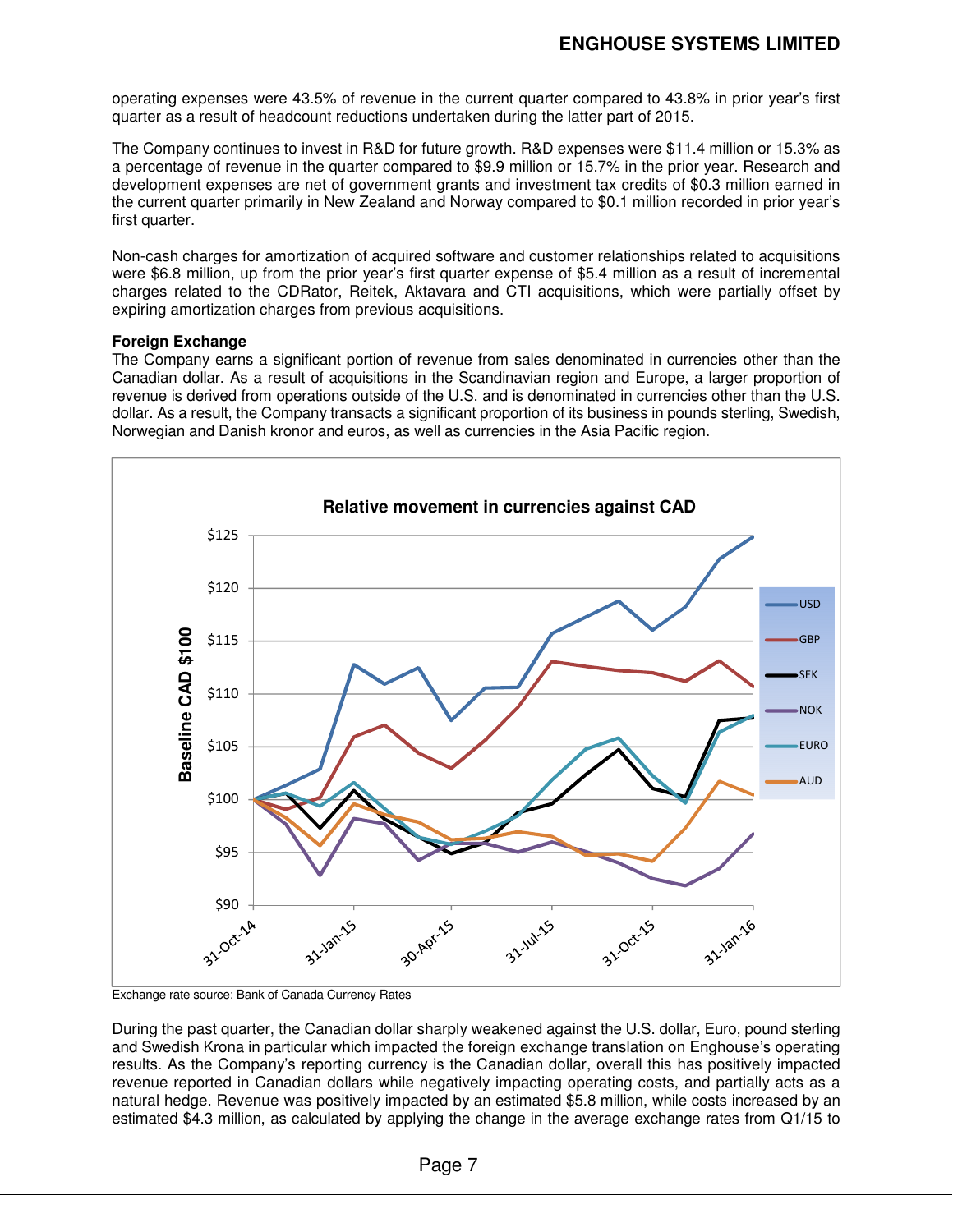operating expenses were 43.5% of revenue in the current quarter compared to 43.8% in prior year's first quarter as a result of headcount reductions undertaken during the latter part of 2015.

The Company continues to invest in R&D for future growth. R&D expenses were $11.4 million or 15.3% as a percentage of revenue in the quarter compared to $9.9 million or 15.7% in the prior year. Research and development expenses are net of government grants and investment tax credits of $0.3 million earned in the current quarter primarily in New Zealand and Norway compared to $0.1 million recorded in prior year's first quarter.

Non-cash charges for amortization of acquired software and customer relationships related to acquisitions were $6.8 million, up from the prior year's first quarter expense of $5.4 million as a result of incremental charges related to the CDRator, Reitek, Aktavara and CTI acquisitions, which were partially offset by expiring amortization charges from previous acquisitions.

**Foreign Exchange**

The Company earns a significant portion of revenue from sales denominated in currencies other than the Canadian dollar. As a result of acquisitions in the Scandinavian region and Europe, a larger proportion of revenue is derived from operations outside of the U.S. and is denominated in currencies other than the U.S. dollar. As a result, the Company transacts a significant proportion of its business in pounds sterling, Swedish, Norwegian and Danish kronor and euros, as well as currencies in the Asia Pacific region.

**Relative movement in currencies against CAD**

Exchange rate source: Bank of Canada Currency Rates

During the past quarter, the Canadian dollar sharply weakened against the U.S. dollar, Euro, pound sterling and Swedish Krona in particular which impacted the foreign exchange translation on Enghouse's operating results. As the Company's reporting currency is the Canadian dollar, overall this has positively impacted revenue reported in Canadian dollars while negatively impacting operating costs, and partially acts as a natural hedge. Revenue was positively impacted by an estimated $5.8 million, while costs increased by an estimated $4.3 million, as calculated by applying the change in the average exchange rates from Q1/15 to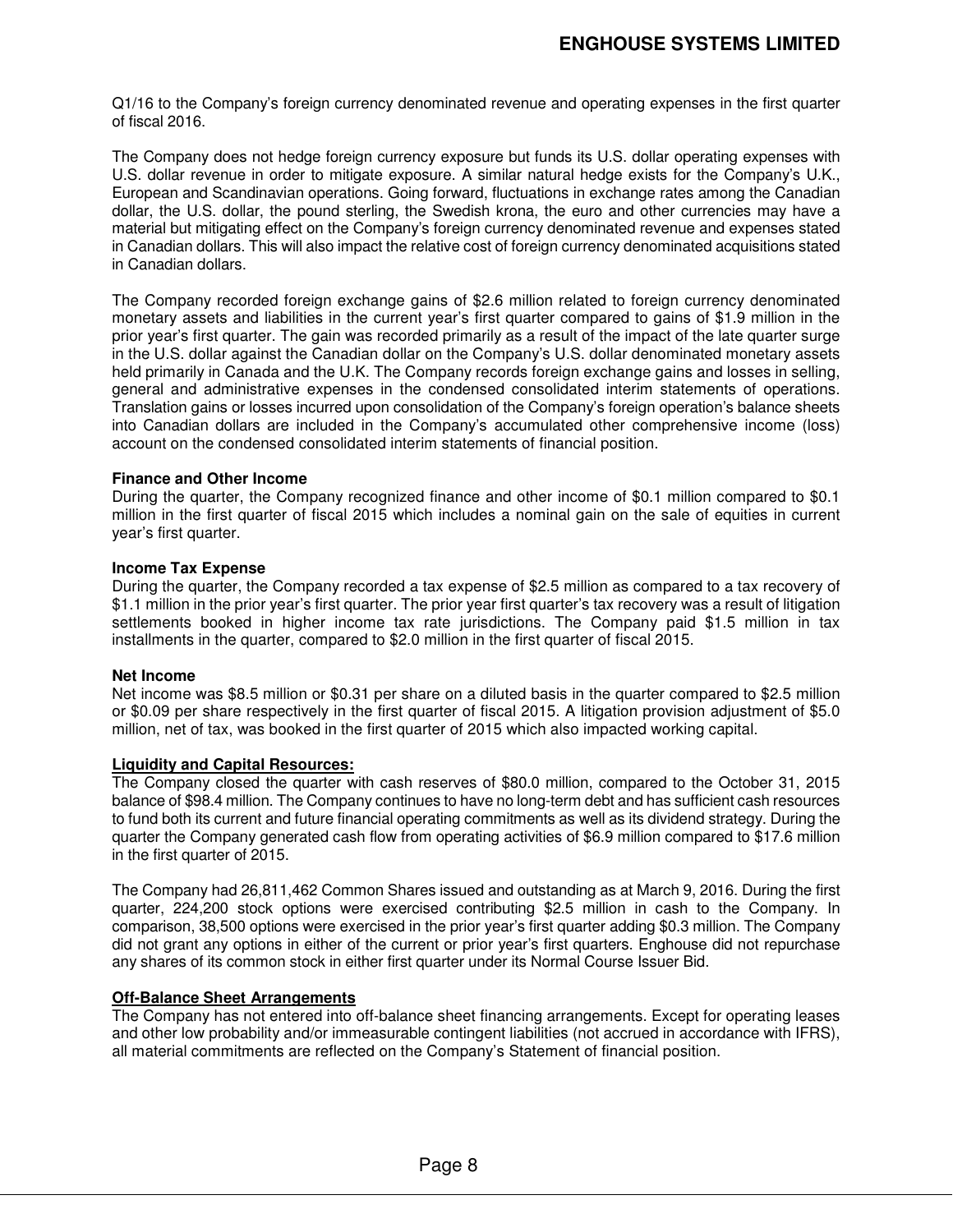Q1/16 to the Company's foreign currency denominated revenue and operating expenses in the first quarter of fiscal 2016.

The Company does not hedge foreign currency exposure but funds its U.S. dollar operating expenses with U.S. dollar revenue in order to mitigate exposure. A similar natural hedge exists for the Company's U.K., European and Scandinavian operations. Going forward, fluctuations in exchange rates among the Canadian dollar, the U.S. dollar, the pound sterling, the Swedish krona, the euro and other currencies may have a material but mitigating effect on the Company's foreign currency denominated revenue and expenses stated in Canadian dollars. This will also impact the relative cost of foreign currency denominated acquisitions stated in Canadian dollars.

The Company recorded foreign exchange gains of $2.6 million related to foreign currency denominated monetary assets and liabilities in the current year's first quarter compared to gains of $1.9 million in the prior year's first quarter. The gain was recorded primarily as a result of the impact of the late quarter surge in the U.S. dollar against the Canadian dollar on the Company's U.S. dollar denominated monetary assets held primarily in Canada and the U.K. The Company records foreign exchange gains and losses in selling, general and administrative expenses in the condensed consolidated interim statements of operations. Translation gains or losses incurred upon consolidation of the Company's foreign operation's balance sheets into Canadian dollars are included in the Company's accumulated other comprehensive income (loss) account on the condensed consolidated interim statements of financial position.

**Finance and Other Income**

During the quarter, the Company recognized finance and other income of $0.1 million compared to $0.1 million in the first quarter of fiscal 2015 which includes a nominal gain on the sale of equities in current year's first quarter.

**Income Tax Expense**

During the quarter, the Company recorded a tax expense of $2.5 million as compared to a tax recovery of $1.1 million in the prior year's first quarter. The prior year first quarter's tax recovery was a result of litigation settlements booked in higher income tax rate jurisdictions. The Company paid $1.5 million in tax installments in the quarter, compared to $2.0 million in the first quarter of fiscal 2015.

**Net Income**

Net income was $8.5 million or $0.31 per share on a diluted basis in the quarter compared to $2.5 million or $0.09 per share respectively in the first quarter of fiscal 2015. A litigation provision adjustment of $5.0 million, net of tax, was booked in the first quarter of 2015 which also impacted working capital.

**Liquidity and Capital Resources:**

The Company closed the quarter with cash reserves of $80.0 million, compared to the October 31, 2015 balance of $98.4 million. The Company continues to have no long-term debt and has sufficient cash resources to fund both its current and future financial operating commitments as well as its dividend strategy. During the quarter the Company generated cash flow from operating activities of $6.9 million compared to $17.6 million in the first quarter of 2015.

The Company had 26,811,462 Common Shares issued and outstanding as at March 9, 2016. During the first quarter, 224,200 stock options were exercised contributing $2.5 million in cash to the Company. In comparison, 38,500 options were exercised in the prior year's first quarter adding $0.3 million. The Company did not grant any options in either of the current or prior year's first quarters. Enghouse did not repurchase any shares of its common stock in either first quarter under its Normal Course Issuer Bid.

**Off-Balance Sheet Arrangements**

The Company has not entered into off-balance sheet financing arrangements. Except for operating leases and other low probability and/or immeasurable contingent liabilities (not accrued in accordance with IFRS), all material commitments are reflected on the Company's Statement of financial position.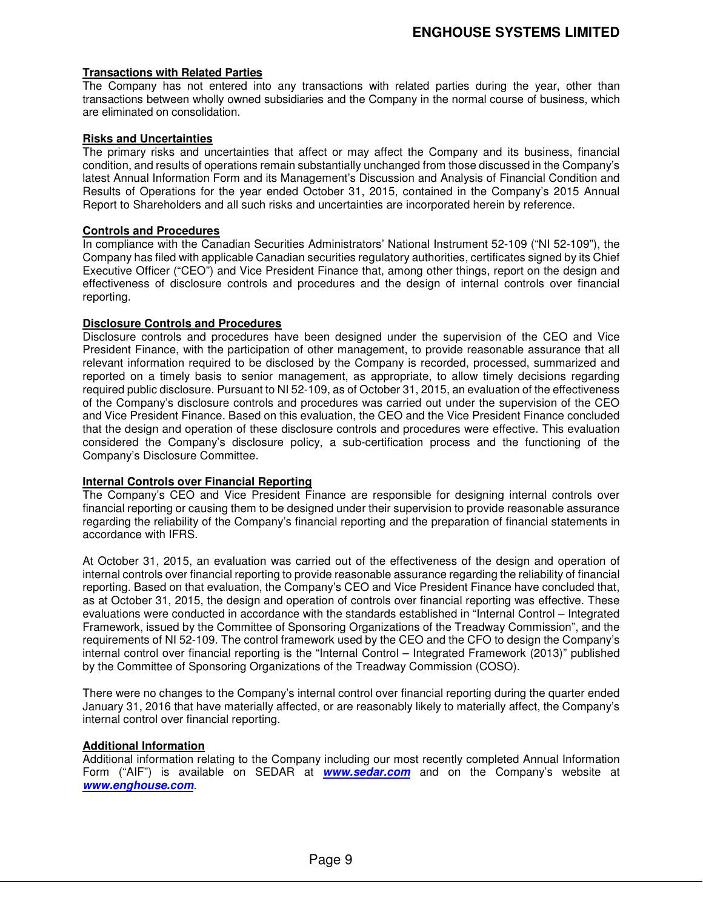**Transactions with Related Parties**

The Company has not entered into any transactions with related parties during the year, other than transactions between wholly owned subsidiaries and the Company in the normal course of business, which are eliminated on consolidation.

**Risks and Uncertainties**

The primary risks and uncertainties that affect or may affect the Company and its business, financial condition, and results of operations remain substantially unchanged from those discussed in the Company's latest Annual Information Form and its Management's Discussion and Analysis of Financial Condition and Results of Operations for the year ended October 31, 2015, contained in the Company's 2015 Annual Report to Shareholders and all such risks and uncertainties are incorporated herein by reference.

**Controls and Procedures**

In compliance with the Canadian Securities Administrators' National Instrument 52-109 ("NI 52-109"), the Company has filed with applicable Canadian securities regulatory authorities, certificates signed by its Chief Executive Officer ("CEO") and Vice President Finance that, among other things, report on the design and effectiveness of disclosure controls and procedures and the design of internal controls over financial reporting.

**Disclosure Controls and Procedures**

Disclosure controls and procedures have been designed under the supervision of the CEO and Vice President Finance, with the participation of other management, to provide reasonable assurance that all relevant information required to be disclosed by the Company is recorded, processed, summarized and reported on a timely basis to senior management, as appropriate, to allow timely decisions regarding required public disclosure. Pursuant to NI 52-109, as of October 31, 2015, an evaluation of the effectiveness of the Company's disclosure controls and procedures was carried out under the supervision of the CEO and Vice President Finance. Based on this evaluation, the CEO and the Vice President Finance concluded that the design and operation of these disclosure controls and procedures were effective. This evaluation considered the Company's disclosure policy, a sub-certification process and the functioning of the Company's Disclosure Committee.

**Internal Controls over Financial Reporting**

The Company's CEO and Vice President Finance are responsible for designing internal controls over financial reporting or causing them to be designed under their supervision to provide reasonable assurance regarding the reliability of the Company's financial reporting and the preparation of financial statements in accordance with IFRS.

At October 31, 2015, an evaluation was carried out of the effectiveness of the design and operation of internal controls over financial reporting to provide reasonable assurance regarding the reliability of financial reporting. Based on that evaluation, the Company's CEO and Vice President Finance have concluded that, as at October 31, 2015, the design and operation of controls over financial reporting was effective. These evaluations were conducted in accordance with the standards established in "Internal Control – Integrated Framework, issued by the Committee of Sponsoring Organizations of the Treadway Commission", and the requirements of NI 52-109. The control framework used by the CEO and the CFO to design the Company's internal control over financial reporting is the "Internal Control – Integrated Framework (2013)" published by the Committee of Sponsoring Organizations of the Treadway Commission (COSO).

There were no changes to the Company's internal control over financial reporting during the quarter ended January 31, 2016 that have materially affected, or are reasonably likely to materially affect, the Company's internal control over financial reporting.

**Additional Information**

Additional information relating to the Company including our most recently completed Annual Information Form ("AIF") is available on SEDAR at ***www.sedar.com*** and on the Company's website at ***www.enghouse.com***.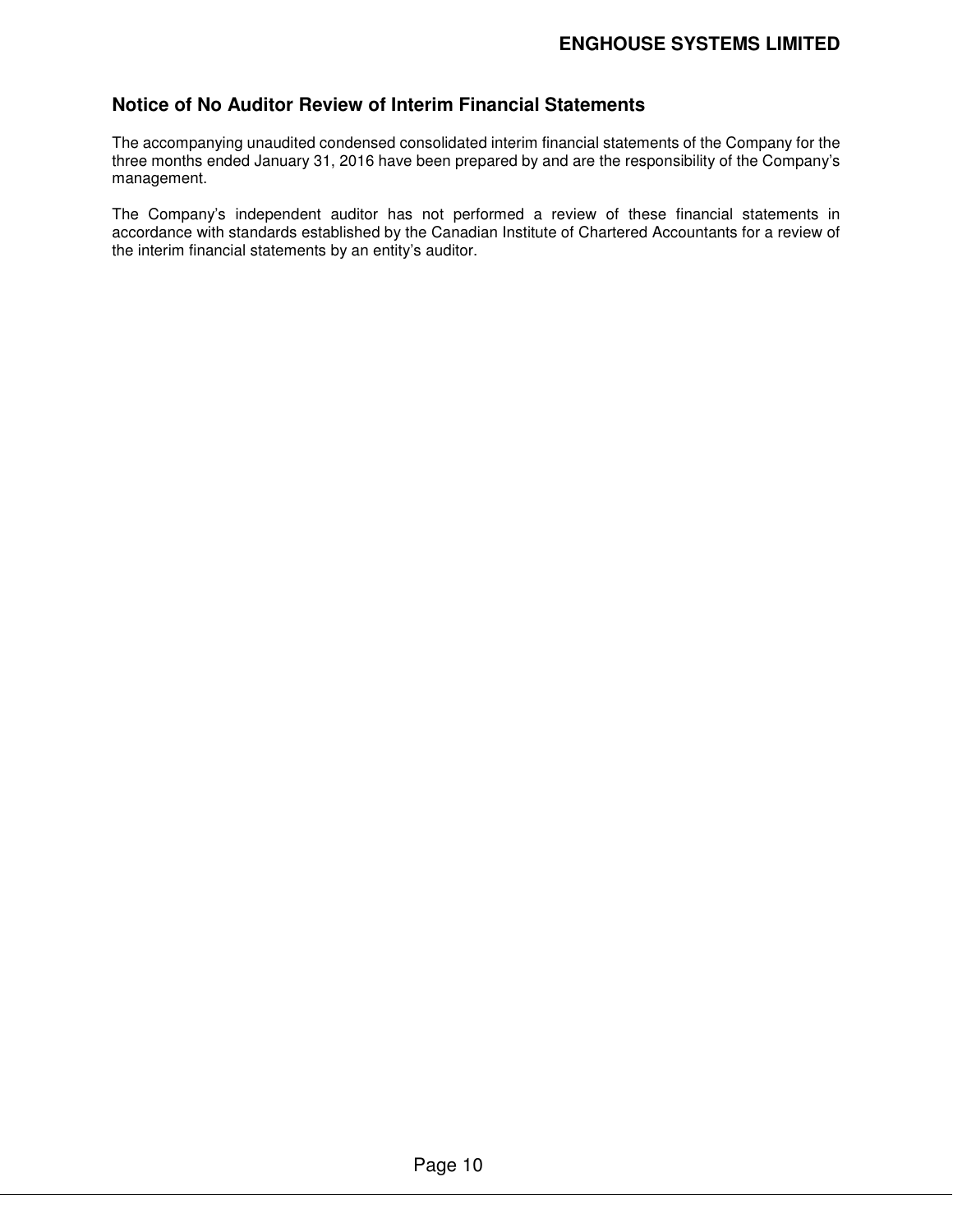## Notice of No Auditor Review of Interim Financial Statements

The accompanying unaudited condensed consolidated interim financial statements of the Company for the three months ended January 31, 2016 have been prepared by and are the responsibility of the Company's management.

The Company's independent auditor has not performed a review of these financial statements in accordance with standards established by the Canadian Institute of Chartered Accountants for a review of the interim financial statements by an entity's auditor.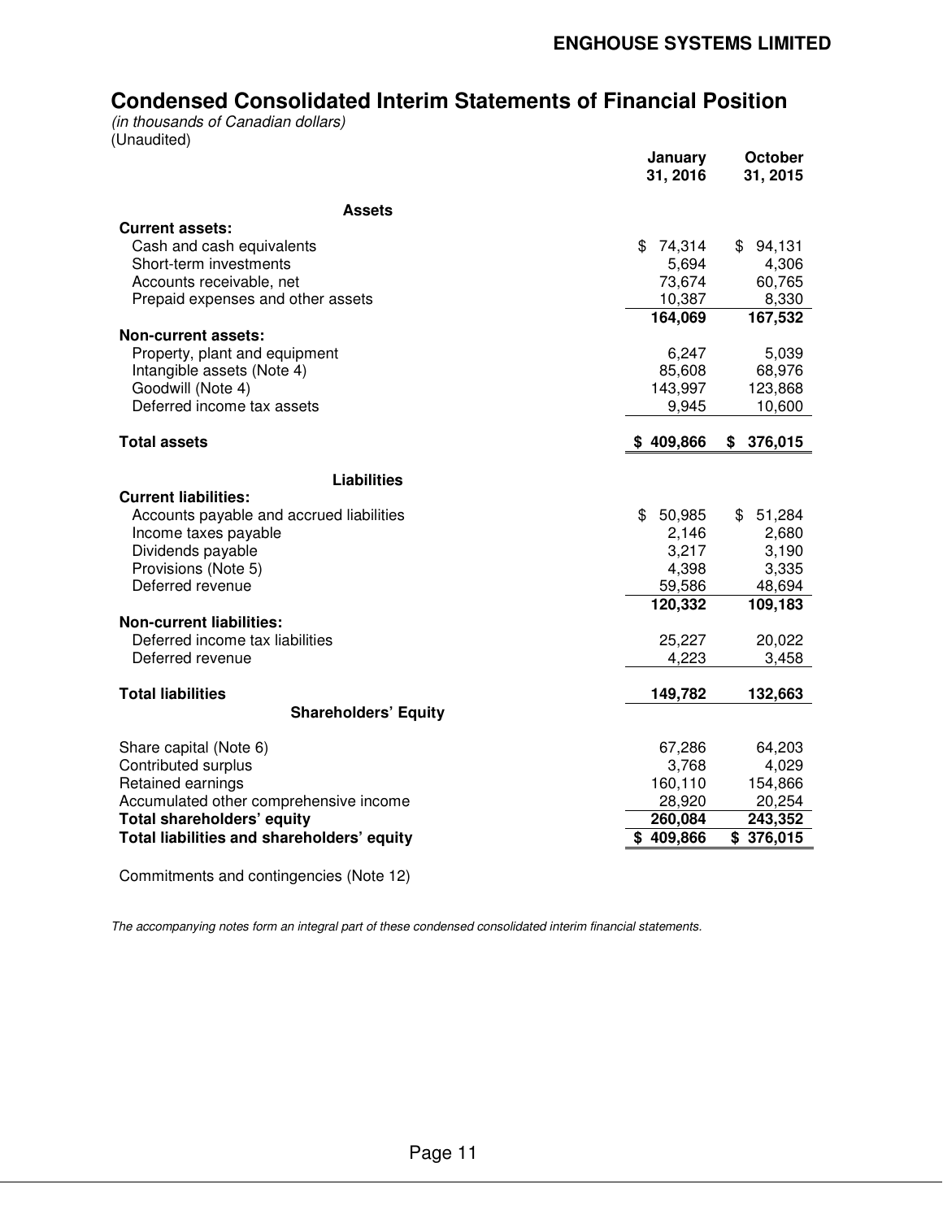# Condensed Consolidated Interim Statements of Financial Position

*(in thousands of Canadian dollars)*
(Unaudited)

| | January 31, 2016 | October 31, 2015 |
|---|---|---|
| **Assets** | | |
| **Current assets:** | | |
| Cash and cash equivalents | $ 74,314 | $ 94,131 |
| Short-term investments | 5,694 | 4,306 |
| Accounts receivable, net | 73,674 | 60,765 |
| Prepaid expenses and other assets | 10,387 | 8,330 |
| | **164,069** | **167,532** |
| **Non-current assets:** | | |
| Property, plant and equipment | 6,247 | 5,039 |
| Intangible assets (Note 4) | 85,608 | 68,976 |
| Goodwill (Note 4) | 143,997 | 123,868 |
| Deferred income tax assets | 9,945 | 10,600 |
| **Total assets** | **$ 409,866** | **$ 376,015** |
| **Liabilities** | | |
| **Current liabilities:** | | |
| Accounts payable and accrued liabilities | $ 50,985 | $ 51,284 |
| Income taxes payable | 2,146 | 2,680 |
| Dividends payable | 3,217 | 3,190 |
| Provisions (Note 5) | 4,398 | 3,335 |
| Deferred revenue | 59,586 | 48,694 |
| | **120,332** | **109,183** |
| **Non-current liabilities:** | | |
| Deferred income tax liabilities | 25,227 | 20,022 |
| Deferred revenue | 4,223 | 3,458 |
| **Total liabilities** | **149,782** | **132,663** |
| **Shareholders' Equity** | | |
| Share capital (Note 6) | 67,286 | 64,203 |
| Contributed surplus | 3,768 | 4,029 |
| Retained earnings | 160,110 | 154,866 |
| Accumulated other comprehensive income | 28,920 | 20,254 |
| **Total shareholders' equity** | **260,084** | **243,352** |
| **Total liabilities and shareholders' equity** | **$ 409,866** | **$ 376,015** |

Commitments and contingencies (Note 12)

*The accompanying notes form an integral part of these condensed consolidated interim financial statements.*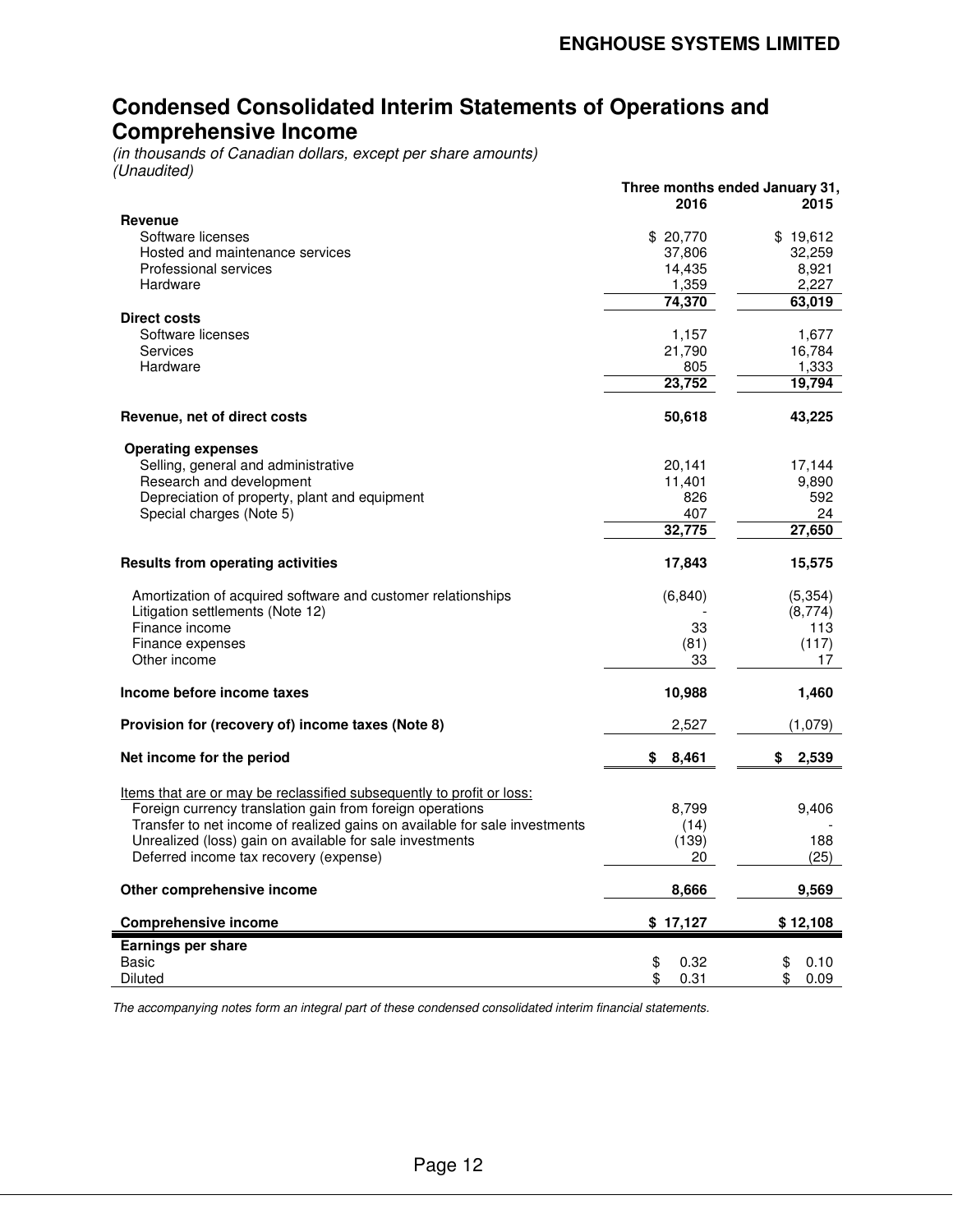# Condensed Consolidated Interim Statements of Operations and Comprehensive Income

*(in thousands of Canadian dollars, except per share amounts)*
*(Unaudited)*

| | Three months ended January 31, | |
|---|---|---|
| | **2016** | **2015** |
| **Revenue** | | |
| Software licenses | $ 20,770 | $ 19,612 |
| Hosted and maintenance services | 37,806 | 32,259 |
| Professional services | 14,435 | 8,921 |
| Hardware | 1,359 | 2,227 |
| | **74,370** | **63,019** |
| **Direct costs** | | |
| Software licenses | 1,157 | 1,677 |
| Services | 21,790 | 16,784 |
| Hardware | 805 | 1,333 |
| | **23,752** | **19,794** |
| **Revenue, net of direct costs** | **50,618** | **43,225** |
| **Operating expenses** | | |
| Selling, general and administrative | 20,141 | 17,144 |
| Research and development | 11,401 | 9,890 |
| Depreciation of property, plant and equipment | 826 | 592 |
| Special charges (Note 5) | 407 | 24 |
| | **32,775** | **27,650** |
| **Results from operating activities** | **17,843** | **15,575** |
| Amortization of acquired software and customer relationships | (6,840) | (5,354) |
| Litigation settlements (Note 12) | - | (8,774) |
| Finance income | 33 | 113 |
| Finance expenses | (81) | (117) |
| Other income | 33 | 17 |
| **Income before income taxes** | **10,988** | **1,460** |
| **Provision for (recovery of) income taxes (Note 8)** | 2,527 | (1,079) |
| **Net income for the period** | **$ 8,461** | **$ 2,539** |
| Items that are or may be reclassified subsequently to profit or loss: | | |
| Foreign currency translation gain from foreign operations | 8,799 | 9,406 |
| Transfer to net income of realized gains on available for sale investments | (14) | - |
| Unrealized (loss) gain on available for sale investments | (139) | 188 |
| Deferred income tax recovery (expense) | 20 | (25) |
| **Other comprehensive income** | **8,666** | **9,569** |
| **Comprehensive income** | **$ 17,127** | **$ 12,108** |
| **Earnings per share** | | |
| Basic | $ 0.32 | $ 0.10 |
| Diluted | $ 0.31 | $ 0.09 |

*The accompanying notes form an integral part of these condensed consolidated interim financial statements.*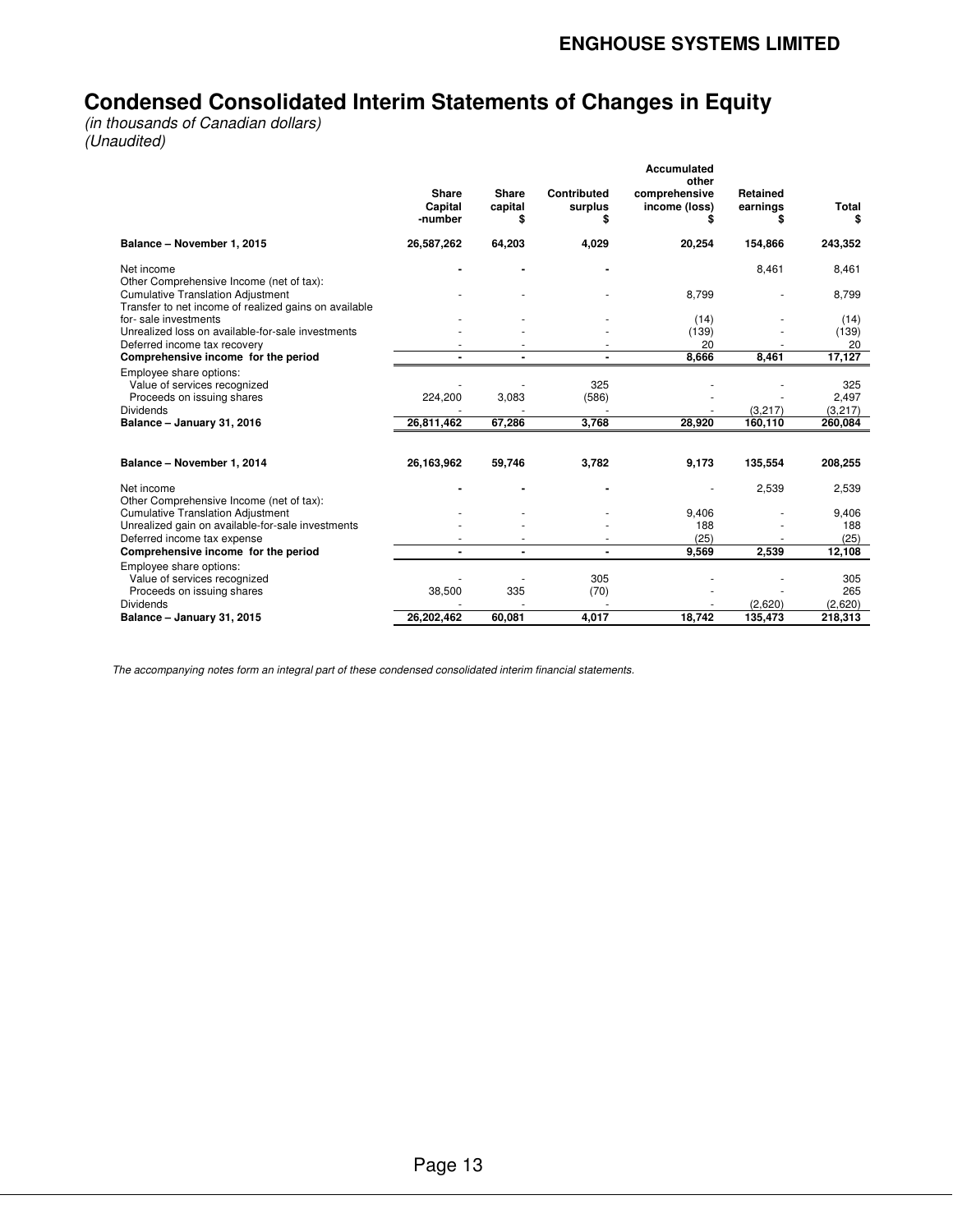ENGHOUSE SYSTEMS LIMITED

# Condensed Consolidated Interim Statements of Changes in Equity

*(in thousands of Canadian dollars)*
*(Unaudited)*

| | Share Capital -number | Share capital $ | Contributed surplus $ | Accumulated other comprehensive income (loss) $ | Retained earnings $ | Total $ |
|---|---|---|---|---|---|---|
| **Balance – November 1, 2015** | **26,587,262** | **64,203** | **4,029** | **20,254** | **154,866** | **243,352** |
| Net income | - | - | - | | 8,461 | 8,461 |
| Other Comprehensive Income (net of tax): | | | | | | |
| Cumulative Translation Adjustment | - | - | - | 8,799 | - | 8,799 |
| Transfer to net income of realized gains on available for- sale investments | - | - | - | (14) | - | (14) |
| Unrealized loss on available-for-sale investments | - | - | - | (139) | - | (139) |
| Deferred income tax recovery | - | - | - | 20 | - | 20 |
| **Comprehensive income for the period** | **-** | **-** | **-** | **8,666** | **8,461** | **17,127** |
| Employee share options: | | | | | | |
| Value of services recognized | - | - | 325 | - | - | 325 |
| Proceeds on issuing shares | 224,200 | 3,083 | (586) | - | - | 2,497 |
| Dividends | - | - | - | - | (3,217) | (3,217) |
| **Balance – January 31, 2016** | **26,811,462** | **67,286** | **3,768** | **28,920** | **160,110** | **260,084** |
| | | | | | | |
| **Balance – November 1, 2014** | **26,163,962** | **59,746** | **3,782** | **9,173** | **135,554** | **208,255** |
| Net income | - | - | - | - | 2,539 | 2,539 |
| Other Comprehensive Income (net of tax): | | | | | | |
| Cumulative Translation Adjustment | - | - | - | 9,406 | - | 9,406 |
| Unrealized gain on available-for-sale investments | - | - | - | 188 | - | 188 |
| Deferred income tax expense | - | - | - | (25) | - | (25) |
| **Comprehensive income for the period** | **-** | **-** | **-** | **9,569** | **2,539** | **12,108** |
| Employee share options: | | | | | | |
| Value of services recognized | - | - | 305 | - | - | 305 |
| Proceeds on issuing shares | 38,500 | 335 | (70) | - | - | 265 |
| Dividends | - | - | - | - | (2,620) | (2,620) |
| **Balance – January 31, 2015** | **26,202,462** | **60,081** | **4,017** | **18,742** | **135,473** | **218,313** |

*The accompanying notes form an integral part of these condensed consolidated interim financial statements.*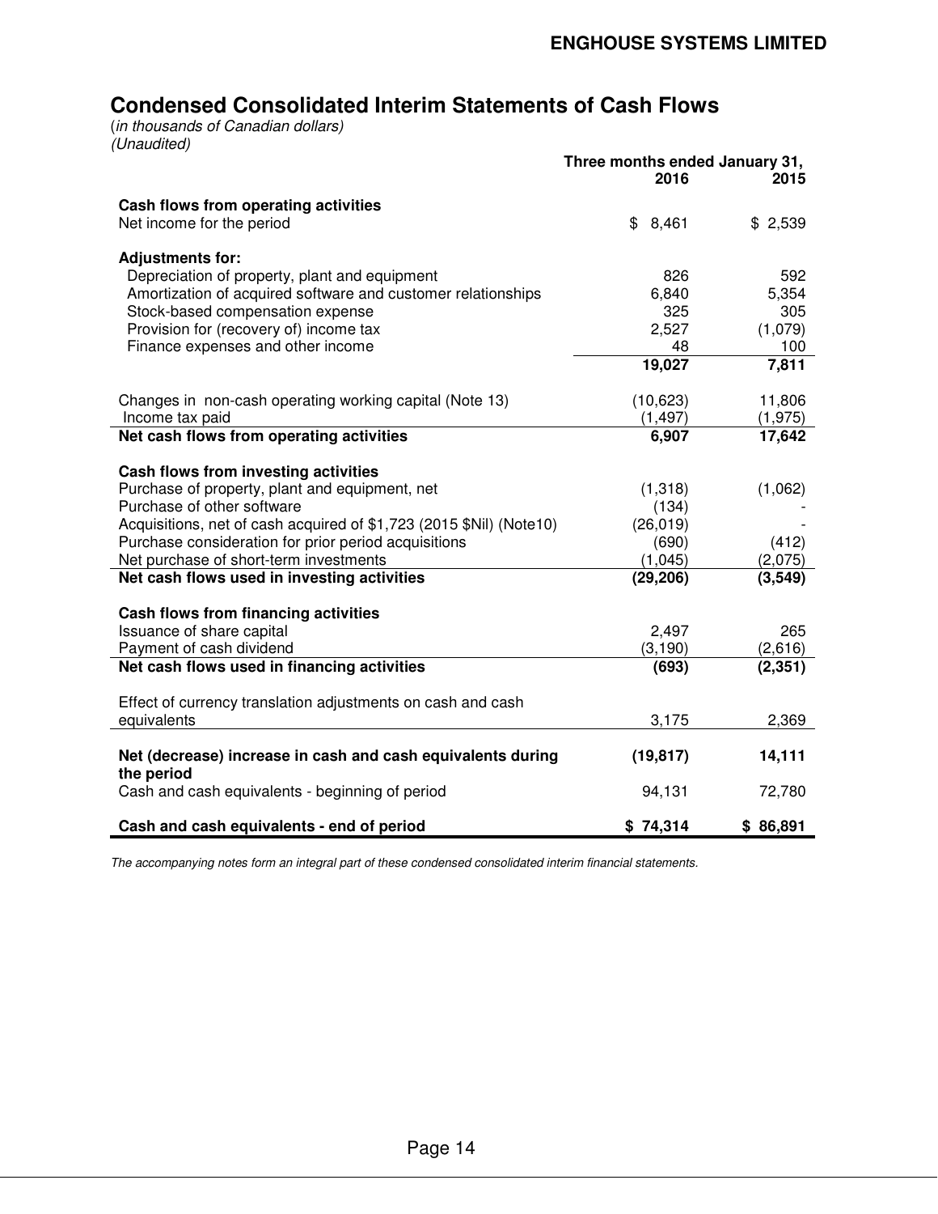## Condensed Consolidated Interim Statements of Cash Flows

*(in thousands of Canadian dollars)*
*(Unaudited)*

| | Three months ended January 31, 2016 | 2015 |
|---|---|---|
| **Cash flows from operating activities** | | |
| Net income for the period | $ 8,461 | $ 2,539 |
| **Adjustments for:** | | |
| Depreciation of property, plant and equipment | 826 | 592 |
| Amortization of acquired software and customer relationships | 6,840 | 5,354 |
| Stock-based compensation expense | 325 | 305 |
| Provision for (recovery of) income tax | 2,527 | (1,079) |
| Finance expenses and other income | 48 | 100 |
| | **19,027** | **7,811** |
| Changes in non-cash operating working capital (Note 13) | (10,623) | 11,806 |
| Income tax paid | (1,497) | (1,975) |
| **Net cash flows from operating activities** | **6,907** | **17,642** |
| **Cash flows from investing activities** | | |
| Purchase of property, plant and equipment, net | (1,318) | (1,062) |
| Purchase of other software | (134) | - |
| Acquisitions, net of cash acquired of $1,723 (2015 $Nil) (Note10) | (26,019) | - |
| Purchase consideration for prior period acquisitions | (690) | (412) |
| Net purchase of short-term investments | (1,045) | (2,075) |
| **Net cash flows used in investing activities** | **(29,206)** | **(3,549)** |
| **Cash flows from financing activities** | | |
| Issuance of share capital | 2,497 | 265 |
| Payment of cash dividend | (3,190) | (2,616) |
| **Net cash flows used in financing activities** | **(693)** | **(2,351)** |
| Effect of currency translation adjustments on cash and cash equivalents | 3,175 | 2,369 |
| **Net (decrease) increase in cash and cash equivalents during the period** | **(19,817)** | **14,111** |
| Cash and cash equivalents - beginning of period | 94,131 | 72,780 |
| **Cash and cash equivalents - end of period** | **$ 74,314** | **$ 86,891** |

*The accompanying notes form an integral part of these condensed consolidated interim financial statements.*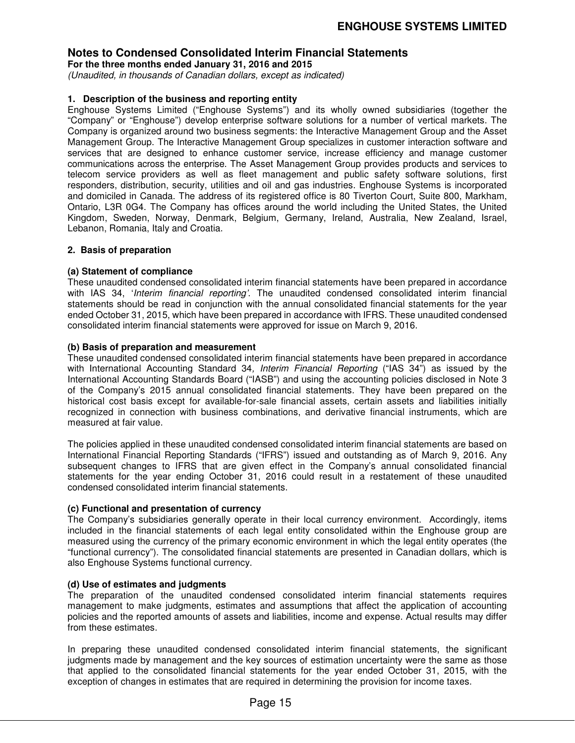# Notes to Condensed Consolidated Interim Financial Statements

**For the three months ended January 31, 2016 and 2015**

*(Unaudited, in thousands of Canadian dollars, except as indicated)*

## 1. Description of the business and reporting entity

Enghouse Systems Limited ("Enghouse Systems") and its wholly owned subsidiaries (together the "Company" or "Enghouse") develop enterprise software solutions for a number of vertical markets. The Company is organized around two business segments: the Interactive Management Group and the Asset Management Group. The Interactive Management Group specializes in customer interaction software and services that are designed to enhance customer service, increase efficiency and manage customer communications across the enterprise. The Asset Management Group provides products and services to telecom service providers as well as fleet management and public safety software solutions, first responders, distribution, security, utilities and oil and gas industries. Enghouse Systems is incorporated and domiciled in Canada. The address of its registered office is 80 Tiverton Court, Suite 800, Markham, Ontario, L3R 0G4. The Company has offices around the world including the United States, the United Kingdom, Sweden, Norway, Denmark, Belgium, Germany, Ireland, Australia, New Zealand, Israel, Lebanon, Romania, Italy and Croatia.

## 2. Basis of preparation

### (a) Statement of compliance

These unaudited condensed consolidated interim financial statements have been prepared in accordance with IAS 34, '*Interim financial reporting'*. The unaudited condensed consolidated interim financial statements should be read in conjunction with the annual consolidated financial statements for the year ended October 31, 2015, which have been prepared in accordance with IFRS. These unaudited condensed consolidated interim financial statements were approved for issue on March 9, 2016.

### (b) Basis of preparation and measurement

These unaudited condensed consolidated interim financial statements have been prepared in accordance with International Accounting Standard 34*, Interim Financial Reporting* ("IAS 34") as issued by the International Accounting Standards Board ("IASB") and using the accounting policies disclosed in Note 3 of the Company's 2015 annual consolidated financial statements. They have been prepared on the historical cost basis except for available-for-sale financial assets, certain assets and liabilities initially recognized in connection with business combinations, and derivative financial instruments, which are measured at fair value.

The policies applied in these unaudited condensed consolidated interim financial statements are based on International Financial Reporting Standards ("IFRS") issued and outstanding as of March 9, 2016. Any subsequent changes to IFRS that are given effect in the Company's annual consolidated financial statements for the year ending October 31, 2016 could result in a restatement of these unaudited condensed consolidated interim financial statements.

### (c) Functional and presentation of currency

The Company's subsidiaries generally operate in their local currency environment. Accordingly, items included in the financial statements of each legal entity consolidated within the Enghouse group are measured using the currency of the primary economic environment in which the legal entity operates (the "functional currency"). The consolidated financial statements are presented in Canadian dollars, which is also Enghouse Systems functional currency.

### (d) Use of estimates and judgments

The preparation of the unaudited condensed consolidated interim financial statements requires management to make judgments, estimates and assumptions that affect the application of accounting policies and the reported amounts of assets and liabilities, income and expense. Actual results may differ from these estimates.

In preparing these unaudited condensed consolidated interim financial statements, the significant judgments made by management and the key sources of estimation uncertainty were the same as those that applied to the consolidated financial statements for the year ended October 31, 2015, with the exception of changes in estimates that are required in determining the provision for income taxes.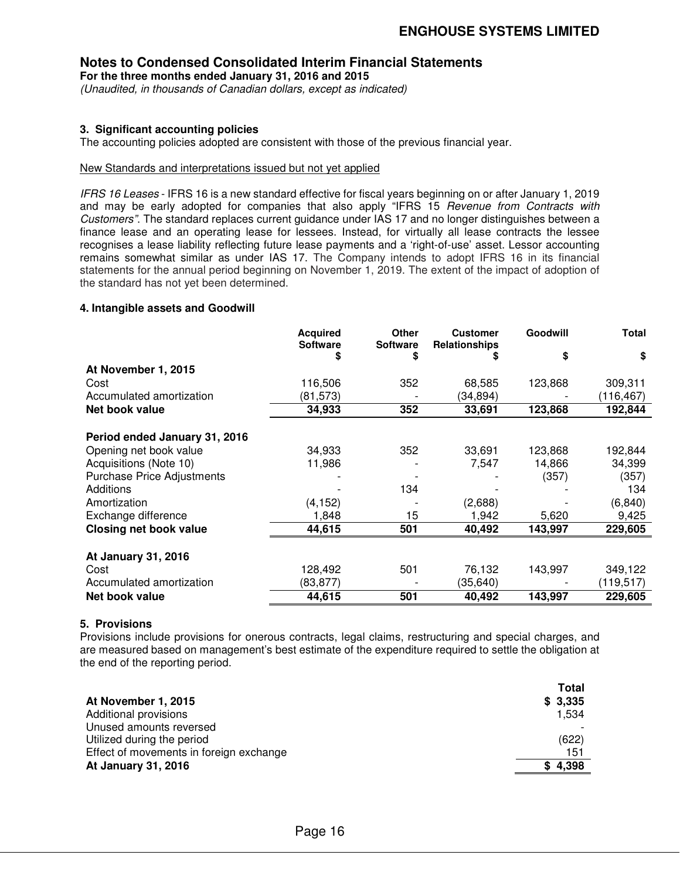## Notes to Condensed Consolidated Interim Financial Statements

**For the three months ended January 31, 2016 and 2015**

*(Unaudited, in thousands of Canadian dollars, except as indicated)*

### 3. Significant accounting policies

The accounting policies adopted are consistent with those of the previous financial year.

New Standards and interpretations issued but not yet applied

*IFRS 16 Leases* - IFRS 16 is a new standard effective for fiscal years beginning on or after January 1, 2019 and may be early adopted for companies that also apply "IFRS 15 *Revenue from Contracts with Customers*". The standard replaces current guidance under IAS 17 and no longer distinguishes between a finance lease and an operating lease for lessees. Instead, for virtually all lease contracts the lessee recognises a lease liability reflecting future lease payments and a 'right-of-use' asset. Lessor accounting remains somewhat similar as under IAS 17. The Company intends to adopt IFRS 16 in its financial statements for the annual period beginning on November 1, 2019. The extent of the impact of adoption of the standard has not yet been determined.

### 4. Intangible assets and Goodwill

| | Acquired Software $ | Other Software $ | Customer Relationships $ | Goodwill $ | Total $ |
|---|---|---|---|---|---|
| **At November 1, 2015** | | | | | |
| Cost | 116,506 | 352 | 68,585 | 123,868 | 309,311 |
| Accumulated amortization | (81,573) | - | (34,894) | - | (116,467) |
| **Net book value** | **34,933** | **352** | **33,691** | **123,868** | **192,844** |
| **Period ended January 31, 2016** | | | | | |
| Opening net book value | 34,933 | 352 | 33,691 | 123,868 | 192,844 |
| Acquisitions (Note 10) | 11,986 | - | 7,547 | 14,866 | 34,399 |
| Purchase Price Adjustments | - | - | - | (357) | (357) |
| Additions | - | 134 | - | - | 134 |
| Amortization | (4,152) | - | (2,688) | - | (6,840) |
| Exchange difference | 1,848 | 15 | 1,942 | 5,620 | 9,425 |
| **Closing net book value** | **44,615** | **501** | **40,492** | **143,997** | **229,605** |
| **At January 31, 2016** | | | | | |
| Cost | 128,492 | 501 | 76,132 | 143,997 | 349,122 |
| Accumulated amortization | (83,877) | - | (35,640) | - | (119,517) |
| **Net book value** | **44,615** | **501** | **40,492** | **143,997** | **229,605** |

### 5. Provisions

Provisions include provisions for onerous contracts, legal claims, restructuring and special charges, and are measured based on management's best estimate of the expenditure required to settle the obligation at the end of the reporting period.

| | Total |
|---|---|
| **At November 1, 2015** | **$ 3,335** |
| Additional provisions | 1,534 |
| Unused amounts reversed | - |
| Utilized during the period | (622) |
| Effect of movements in foreign exchange | 151 |
| **At January 31, 2016** | **$ 4,398** |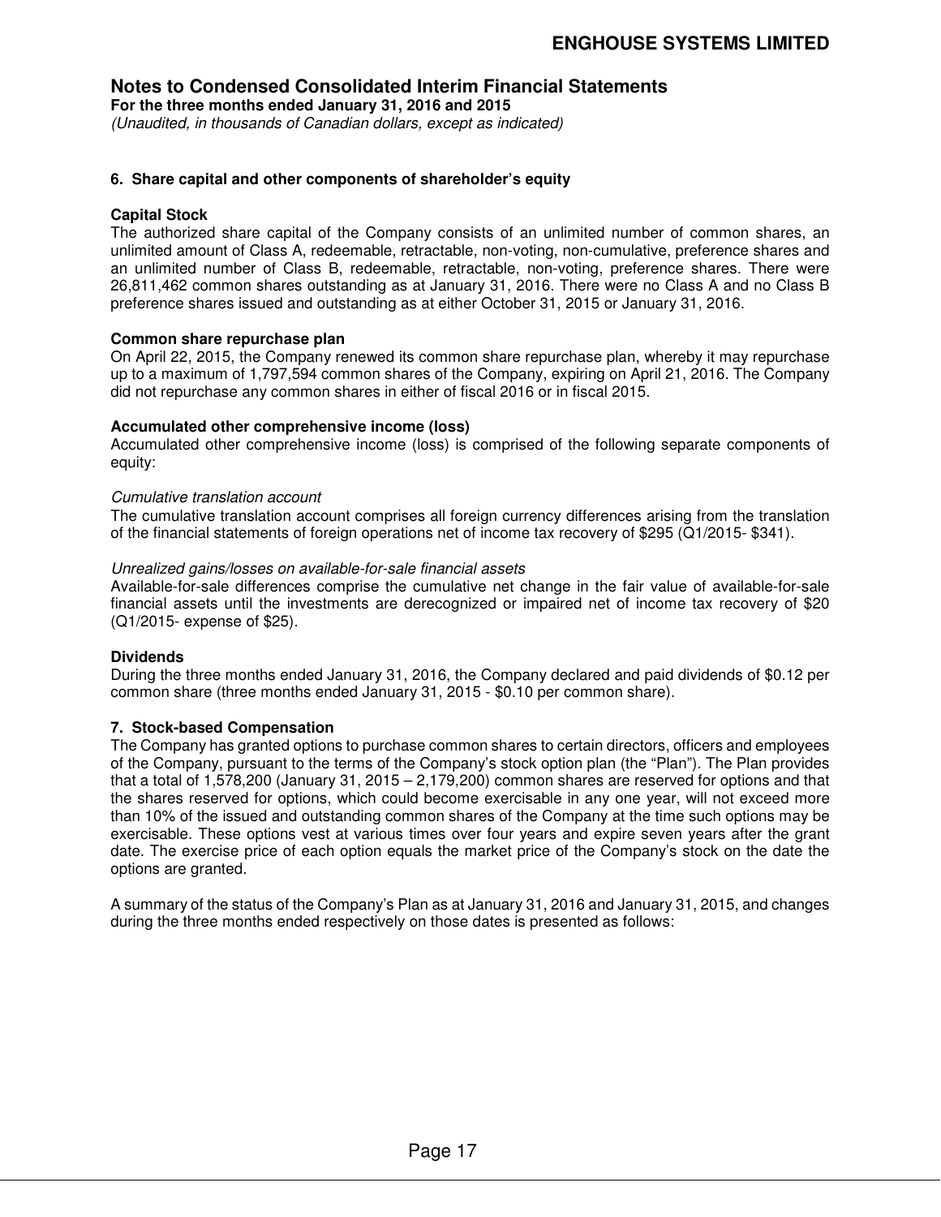# Notes to Condensed Consolidated Interim Financial Statements

**For the three months ended January 31, 2016 and 2015**

*(Unaudited, in thousands of Canadian dollars, except as indicated)*

### 6. Share capital and other components of shareholder's equity

**Capital Stock**

The authorized share capital of the Company consists of an unlimited number of common shares, an unlimited amount of Class A, redeemable, retractable, non-voting, non-cumulative, preference shares and an unlimited number of Class B, redeemable, retractable, non-voting, preference shares. There were 26,811,462 common shares outstanding as at January 31, 2016. There were no Class A and no Class B preference shares issued and outstanding as at either October 31, 2015 or January 31, 2016.

**Common share repurchase plan**

On April 22, 2015, the Company renewed its common share repurchase plan, whereby it may repurchase up to a maximum of 1,797,594 common shares of the Company, expiring on April 21, 2016. The Company did not repurchase any common shares in either of fiscal 2016 or in fiscal 2015.

**Accumulated other comprehensive income (loss)**

Accumulated other comprehensive income (loss) is comprised of the following separate components of equity:

*Cumulative translation account*

The cumulative translation account comprises all foreign currency differences arising from the translation of the financial statements of foreign operations net of income tax recovery of $295 (Q1/2015- $341).

*Unrealized gains/losses on available-for-sale financial assets*

Available-for-sale differences comprise the cumulative net change in the fair value of available-for-sale financial assets until the investments are derecognized or impaired net of income tax recovery of $20 (Q1/2015- expense of $25).

**Dividends**

During the three months ended January 31, 2016, the Company declared and paid dividends of $0.12 per common share (three months ended January 31, 2015 - $0.10 per common share).

### 7. Stock-based Compensation

The Company has granted options to purchase common shares to certain directors, officers and employees of the Company, pursuant to the terms of the Company's stock option plan (the "Plan"). The Plan provides that a total of 1,578,200 (January 31, 2015 – 2,179,200) common shares are reserved for options and that the shares reserved for options, which could become exercisable in any one year, will not exceed more than 10% of the issued and outstanding common shares of the Company at the time such options may be exercisable. These options vest at various times over four years and expire seven years after the grant date. The exercise price of each option equals the market price of the Company's stock on the date the options are granted.

A summary of the status of the Company's Plan as at January 31, 2016 and January 31, 2015, and changes during the three months ended respectively on those dates is presented as follows: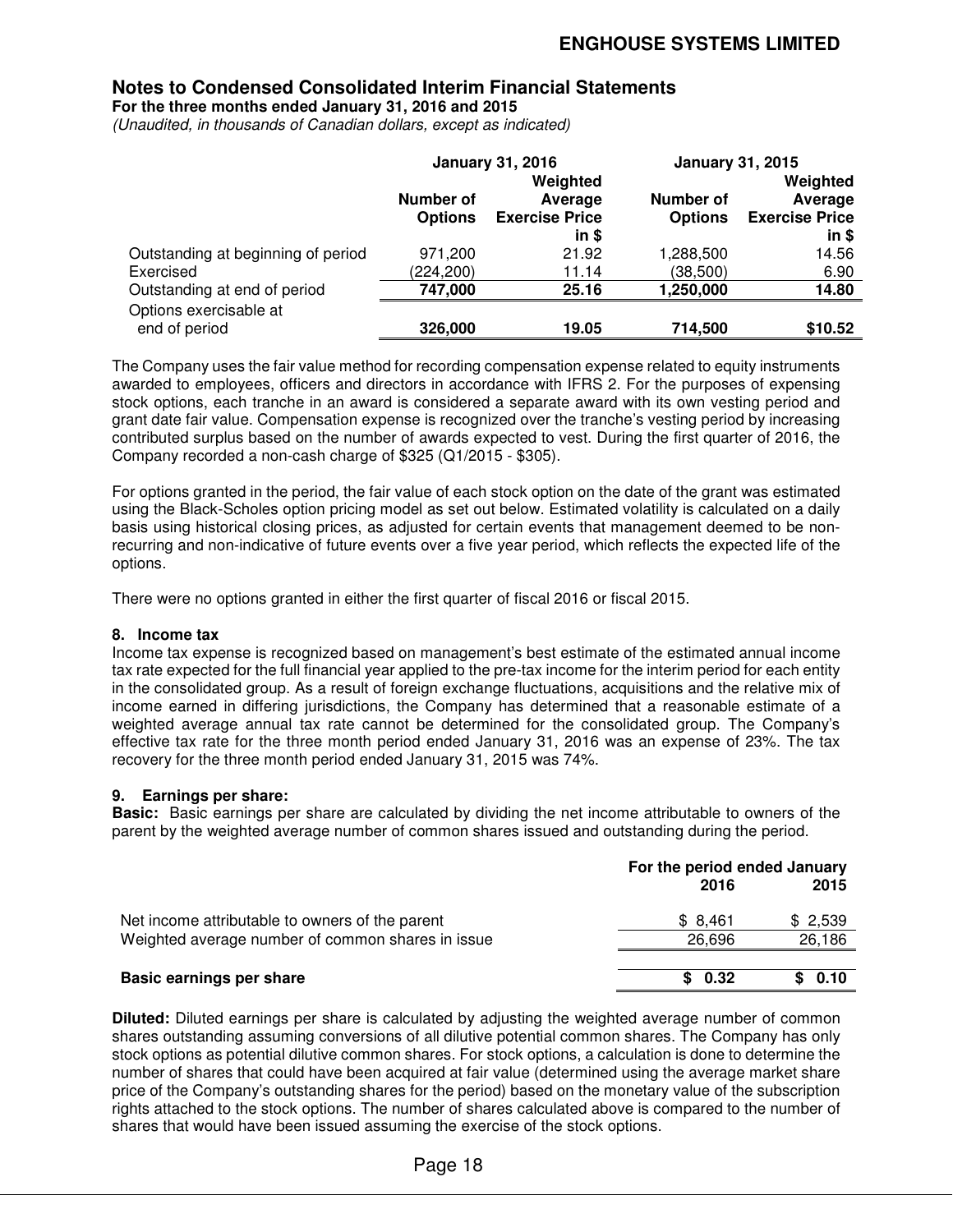## Notes to Condensed Consolidated Interim Financial Statements

**For the three months ended January 31, 2016 and 2015**

*(Unaudited, in thousands of Canadian dollars, except as indicated)*

| | January 31, 2016 | | January 31, 2015 | |
|---|---|---|---|---|
| | Number of Options | Weighted Average Exercise Price in $ | Number of Options | Weighted Average Exercise Price in $ |
| Outstanding at beginning of period | 971,200 | 21.92 | 1,288,500 | 14.56 |
| Exercised | (224,200) | 11.14 | (38,500) | 6.90 |
| Outstanding at end of period | **747,000** | **25.16** | **1,250,000** | **14.80** |
| Options exercisable at end of period | **326,000** | **19.05** | **714,500** | **$10.52** |

The Company uses the fair value method for recording compensation expense related to equity instruments awarded to employees, officers and directors in accordance with IFRS 2. For the purposes of expensing stock options, each tranche in an award is considered a separate award with its own vesting period and grant date fair value. Compensation expense is recognized over the tranche's vesting period by increasing contributed surplus based on the number of awards expected to vest. During the first quarter of 2016, the Company recorded a non-cash charge of $325 (Q1/2015 - $305).

For options granted in the period, the fair value of each stock option on the date of the grant was estimated using the Black-Scholes option pricing model as set out below. Estimated volatility is calculated on a daily basis using historical closing prices, as adjusted for certain events that management deemed to be non-recurring and non-indicative of future events over a five year period, which reflects the expected life of the options.

There were no options granted in either the first quarter of fiscal 2016 or fiscal 2015.

### 8. Income tax

Income tax expense is recognized based on management's best estimate of the estimated annual income tax rate expected for the full financial year applied to the pre-tax income for the interim period for each entity in the consolidated group. As a result of foreign exchange fluctuations, acquisitions and the relative mix of income earned in differing jurisdictions, the Company has determined that a reasonable estimate of a weighted average annual tax rate cannot be determined for the consolidated group. The Company's effective tax rate for the three month period ended January 31, 2016 was an expense of 23%. The tax recovery for the three month period ended January 31, 2015 was 74%.

### 9. Earnings per share:

**Basic:** Basic earnings per share are calculated by dividing the net income attributable to owners of the parent by the weighted average number of common shares issued and outstanding during the period.

| | For the period ended January 2016 | 2015 |
|---|---|---|
| Net income attributable to owners of the parent | $ 8,461 | $ 2,539 |
| Weighted average number of common shares in issue | 26,696 | 26,186 |
| **Basic earnings per share** | **$ 0.32** | **$ 0.10** |

**Diluted:** Diluted earnings per share is calculated by adjusting the weighted average number of common shares outstanding assuming conversions of all dilutive potential common shares. The Company has only stock options as potential dilutive common shares. For stock options, a calculation is done to determine the number of shares that could have been acquired at fair value (determined using the average market share price of the Company's outstanding shares for the period) based on the monetary value of the subscription rights attached to the stock options. The number of shares calculated above is compared to the number of shares that would have been issued assuming the exercise of the stock options.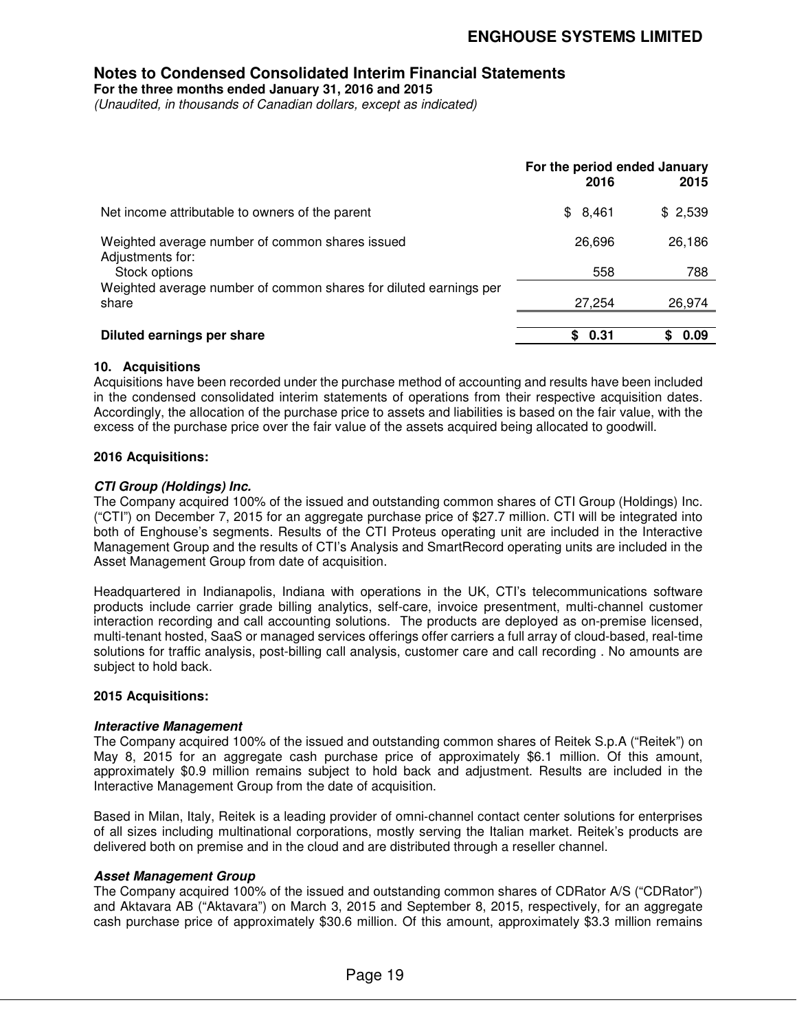| | For the period ended January | |
|---|---|---|
| | 2016 | 2015 |
| Net income attributable to owners of the parent | $ 8,461 | $ 2,539 |
| Weighted average number of common shares issued | 26,696 | 26,186 |
| Adjustments for: | | |
| Stock options | 558 | 788 |
| Weighted average number of common shares for diluted earnings per share | 27,254 | 26,974 |
| **Diluted earnings per share** | **$ 0.31** | **$ 0.09** |

**10. Acquisitions**

Acquisitions have been recorded under the purchase method of accounting and results have been included in the condensed consolidated interim statements of operations from their respective acquisition dates. Accordingly, the allocation of the purchase price to assets and liabilities is based on the fair value, with the excess of the purchase price over the fair value of the assets acquired being allocated to goodwill.

**2016 Acquisitions:**

***CTI Group (Holdings) Inc.***

The Company acquired 100% of the issued and outstanding common shares of CTI Group (Holdings) Inc. ("CTI") on December 7, 2015 for an aggregate purchase price of $27.7 million. CTI will be integrated into both of Enghouse's segments. Results of the CTI Proteus operating unit are included in the Interactive Management Group and the results of CTI's Analysis and SmartRecord operating units are included in the Asset Management Group from date of acquisition.

Headquartered in Indianapolis, Indiana with operations in the UK, CTI's telecommunications software products include carrier grade billing analytics, self-care, invoice presentment, multi-channel customer interaction recording and call accounting solutions. The products are deployed as on-premise licensed, multi-tenant hosted, SaaS or managed services offerings offer carriers a full array of cloud-based, real-time solutions for traffic analysis, post-billing call analysis, customer care and call recording . No amounts are subject to hold back.

**2015 Acquisitions:**

***Interactive Management***

The Company acquired 100% of the issued and outstanding common shares of Reitek S.p.A ("Reitek") on May 8, 2015 for an aggregate cash purchase price of approximately $6.1 million. Of this amount, approximately $0.9 million remains subject to hold back and adjustment. Results are included in the Interactive Management Group from the date of acquisition.

Based in Milan, Italy, Reitek is a leading provider of omni-channel contact center solutions for enterprises of all sizes including multinational corporations, mostly serving the Italian market. Reitek's products are delivered both on premise and in the cloud and are distributed through a reseller channel.

***Asset Management Group***

The Company acquired 100% of the issued and outstanding common shares of CDRator A/S ("CDRator") and Aktavara AB ("Aktavara") on March 3, 2015 and September 8, 2015, respectively, for an aggregate cash purchase price of approximately $30.6 million. Of this amount, approximately $3.3 million remains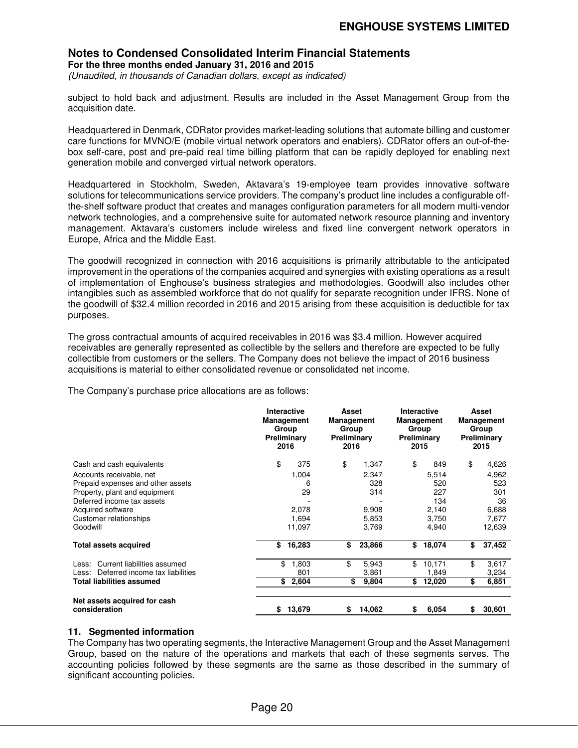subject to hold back and adjustment. Results are included in the Asset Management Group from the acquisition date.

Headquartered in Denmark, CDRator provides market-leading solutions that automate billing and customer care functions for MVNO/E (mobile virtual network operators and enablers). CDRator offers an out-of-the-box self-care, post and pre-paid real time billing platform that can be rapidly deployed for enabling next generation mobile and converged virtual network operators.

Headquartered in Stockholm, Sweden, Aktavara's 19-employee team provides innovative software solutions for telecommunications service providers. The company's product line includes a configurable off-the-shelf software product that creates and manages configuration parameters for all modern multi-vendor network technologies, and a comprehensive suite for automated network resource planning and inventory management. Aktavara's customers include wireless and fixed line convergent network operators in Europe, Africa and the Middle East.

The goodwill recognized in connection with 2016 acquisitions is primarily attributable to the anticipated improvement in the operations of the companies acquired and synergies with existing operations as a result of implementation of Enghouse's business strategies and methodologies. Goodwill also includes other intangibles such as assembled workforce that do not qualify for separate recognition under IFRS. None of the goodwill of $32.4 million recorded in 2016 and 2015 arising from these acquisition is deductible for tax purposes.

The gross contractual amounts of acquired receivables in 2016 was $3.4 million. However acquired receivables are generally represented as collectible by the sellers and therefore are expected to be fully collectible from customers or the sellers. The Company does not believe the impact of 2016 business acquisitions is material to either consolidated revenue or consolidated net income.

The Company's purchase price allocations are as follows:

| | Interactive Management Group Preliminary 2016 | Asset Management Group Preliminary 2016 | Interactive Management Group Preliminary 2015 | Asset Management Group Preliminary 2015 |
|---|---|---|---|---|
| Cash and cash equivalents | $ 375 | $ 1,347 | $ 849 | $ 4,626 |
| Accounts receivable, net | 1,004 | 2,347 | 5,514 | 4,962 |
| Prepaid expenses and other assets | 6 | 328 | 520 | 523 |
| Property, plant and equipment | 29 | 314 | 227 | 301 |
| Deferred income tax assets | - | - | 134 | 36 |
| Acquired software | 2,078 | 9,908 | 2,140 | 6,688 |
| Customer relationships | 1,694 | 5,853 | 3,750 | 7,677 |
| Goodwill | 11,097 | 3,769 | 4,940 | 12,639 |
| **Total assets acquired** | **$ 16,283** | **$ 23,866** | **$ 18,074** | **$ 37,452** |
| Less: Current liabilities assumed | $ 1,803 | $ 5,943 | $ 10,171 | $ 3,617 |
| Less: Deferred income tax liabilities | 801 | 3,861 | 1,849 | 3,234 |
| **Total liabilities assumed** | **$ 2,604** | **$ 9,804** | **$ 12,020** | **$ 6,851** |
| **Net assets acquired for cash consideration** | **$ 13,679** | **$ 14,062** | **$ 6,054** | **$ 30,601** |

## 11. Segmented information

The Company has two operating segments, the Interactive Management Group and the Asset Management Group, based on the nature of the operations and markets that each of these segments serves. The accounting policies followed by these segments are the same as those described in the summary of significant accounting policies.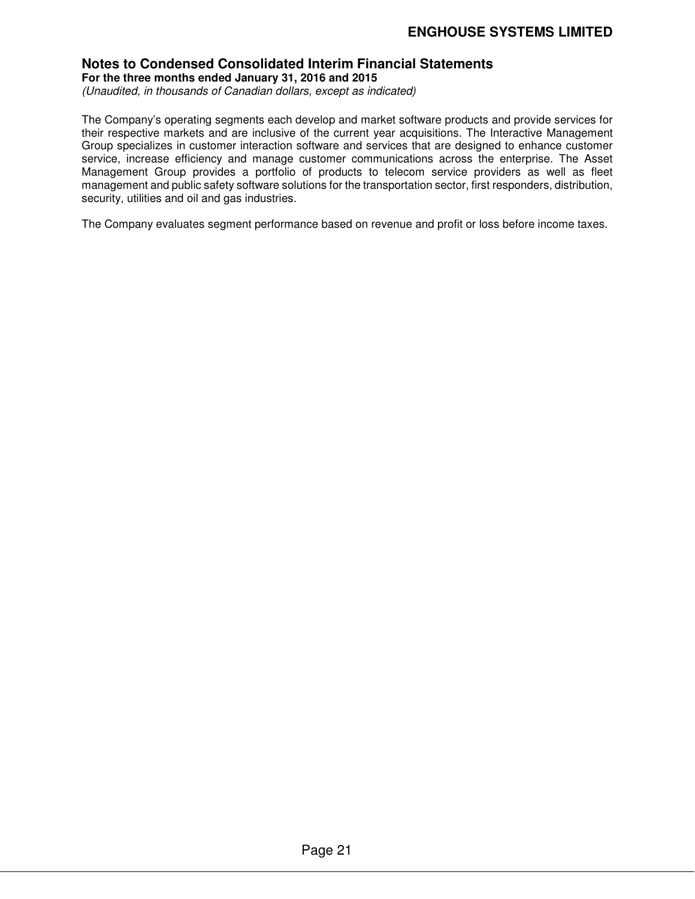The Company's operating segments each develop and market software products and provide services for their respective markets and are inclusive of the current year acquisitions. The Interactive Management Group specializes in customer interaction software and services that are designed to enhance customer service, increase efficiency and manage customer communications across the enterprise. The Asset Management Group provides a portfolio of products to telecom service providers as well as fleet management and public safety software solutions for the transportation sector, first responders, distribution, security, utilities and oil and gas industries.

The Company evaluates segment performance based on revenue and profit or loss before income taxes.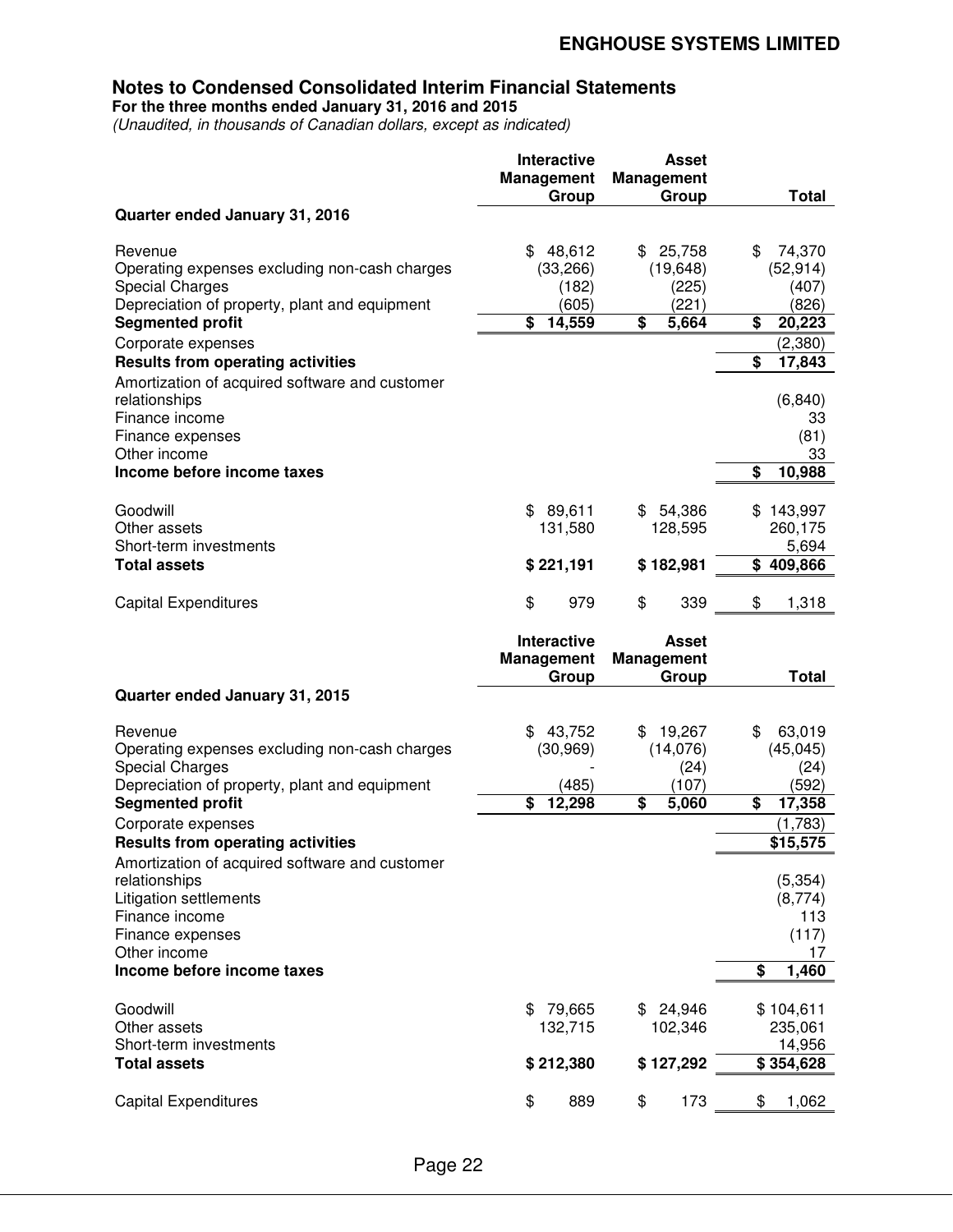## Notes to Condensed Consolidated Interim Financial Statements

**For the three months ended January 31, 2016 and 2015**

*(Unaudited, in thousands of Canadian dollars, except as indicated)*

| | Interactive Management Group | Asset Management Group | Total |
|---|---|---|---|
| **Quarter ended January 31, 2016** | | | |
| Revenue | $ 48,612 | $ 25,758 | $ 74,370 |
| Operating expenses excluding non-cash charges | (33,266) | (19,648) | (52,914) |
| Special Charges | (182) | (225) | (407) |
| Depreciation of property, plant and equipment | (605) | (221) | (826) |
| **Segmented profit** | **$ 14,559** | **$ 5,664** | **$ 20,223** |
| Corporate expenses | | | (2,380) |
| **Results from operating activities** | | | **$ 17,843** |
| Amortization of acquired software and customer relationships | | | (6,840) |
| Finance income | | | 33 |
| Finance expenses | | | (81) |
| Other income | | | 33 |
| **Income before income taxes** | | | **$ 10,988** |
| | | | |
| Goodwill | $ 89,611 | $ 54,386 | $ 143,997 |
| Other assets | 131,580 | 128,595 | 260,175 |
| Short-term investments | | | 5,694 |
| **Total assets** | **$ 221,191** | **$ 182,981** | **$ 409,866** |
| | | | |
| Capital Expenditures | $ 979 | $ 339 | $ 1,318 |

| | Interactive Management Group | Asset Management Group | Total |
|---|---|---|---|
| **Quarter ended January 31, 2015** | | | |
| Revenue | $ 43,752 | $ 19,267 | $ 63,019 |
| Operating expenses excluding non-cash charges | (30,969) | (14,076) | (45,045) |
| Special Charges | - | (24) | (24) |
| Depreciation of property, plant and equipment | (485) | (107) | (592) |
| **Segmented profit** | **$ 12,298** | **$ 5,060** | **$ 17,358** |
| Corporate expenses | | | (1,783) |
| **Results from operating activities** | | | **$15,575** |
| Amortization of acquired software and customer relationships | | | (5,354) |
| Litigation settlements | | | (8,774) |
| Finance income | | | 113 |
| Finance expenses | | | (117) |
| Other income | | | 17 |
| **Income before income taxes** | | | **$ 1,460** |
| | | | |
| Goodwill | $ 79,665 | $ 24,946 | $ 104,611 |
| Other assets | 132,715 | 102,346 | 235,061 |
| Short-term investments | | | 14,956 |
| **Total assets** | **$ 212,380** | **$ 127,292** | **$ 354,628** |
| | | | |
| Capital Expenditures | $ 889 | $ 173 | $ 1,062 |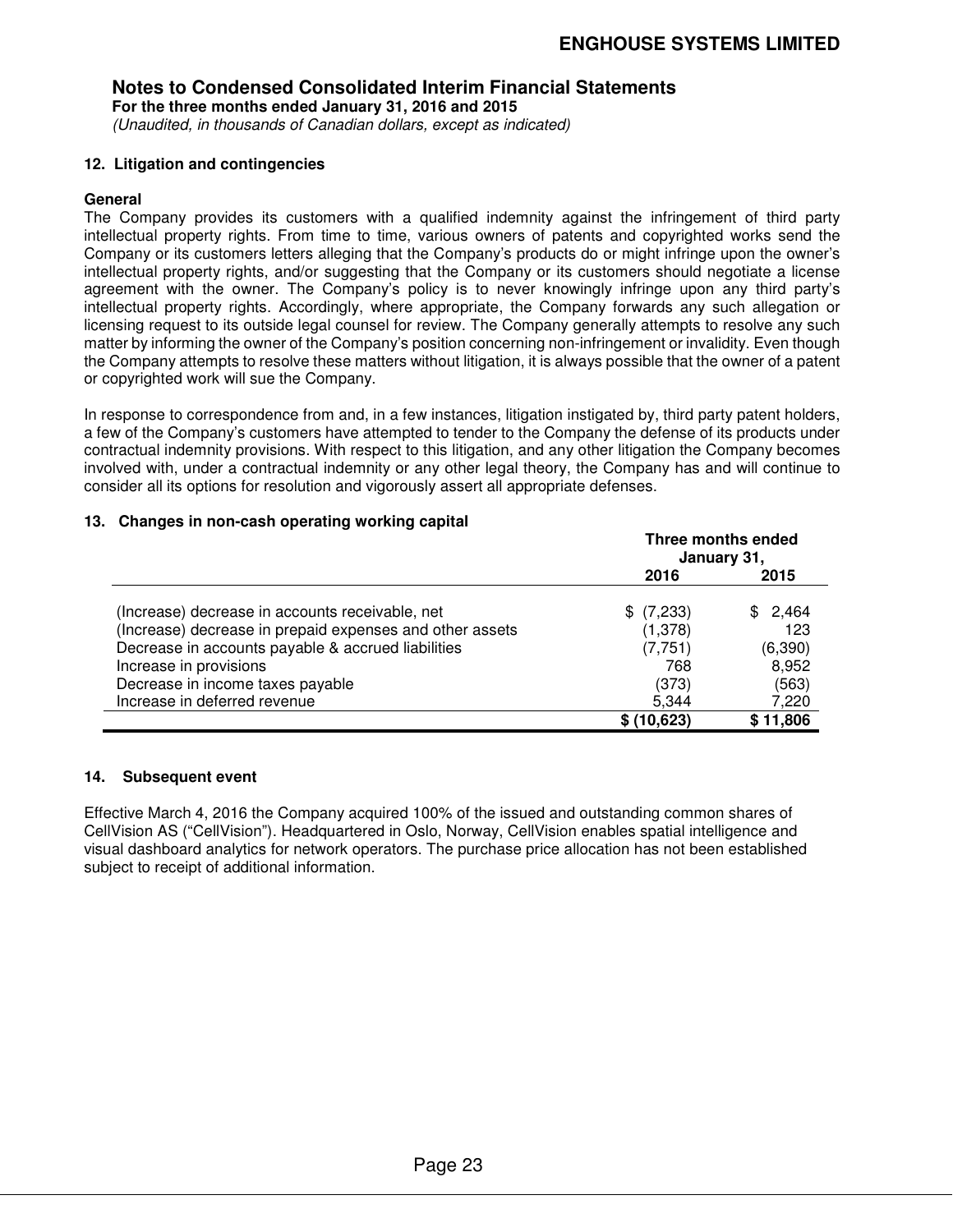# Notes to Condensed Consolidated Interim Financial Statements

**For the three months ended January 31, 2016 and 2015**

*(Unaudited, in thousands of Canadian dollars, except as indicated)*

## 12. Litigation and contingencies

### General

The Company provides its customers with a qualified indemnity against the infringement of third party intellectual property rights. From time to time, various owners of patents and copyrighted works send the Company or its customers letters alleging that the Company's products do or might infringe upon the owner's intellectual property rights, and/or suggesting that the Company or its customers should negotiate a license agreement with the owner. The Company's policy is to never knowingly infringe upon any third party's intellectual property rights. Accordingly, where appropriate, the Company forwards any such allegation or licensing request to its outside legal counsel for review. The Company generally attempts to resolve any such matter by informing the owner of the Company's position concerning non-infringement or invalidity. Even though the Company attempts to resolve these matters without litigation, it is always possible that the owner of a patent or copyrighted work will sue the Company.

In response to correspondence from and, in a few instances, litigation instigated by, third party patent holders, a few of the Company's customers have attempted to tender to the Company the defense of its products under contractual indemnity provisions. With respect to this litigation, and any other litigation the Company becomes involved with, under a contractual indemnity or any other legal theory, the Company has and will continue to consider all its options for resolution and vigorously assert all appropriate defenses.

## 13. Changes in non-cash operating working capital

| | Three months ended January 31, | |
|---|---|---|
| | **2016** | **2015** |
| (Increase) decrease in accounts receivable, net | $ (7,233) | $ 2,464 |
| (Increase) decrease in prepaid expenses and other assets | (1,378) | 123 |
| Decrease in accounts payable & accrued liabilities | (7,751) | (6,390) |
| Increase in provisions | 768 | 8,952 |
| Decrease in income taxes payable | (373) | (563) |
| Increase in deferred revenue | 5,344 | 7,220 |
| | **$ (10,623)** | **$ 11,806** |

## 14. Subsequent event

Effective March 4, 2016 the Company acquired 100% of the issued and outstanding common shares of CellVision AS ("CellVision"). Headquartered in Oslo, Norway, CellVision enables spatial intelligence and visual dashboard analytics for network operators. The purchase price allocation has not been established subject to receipt of additional information.